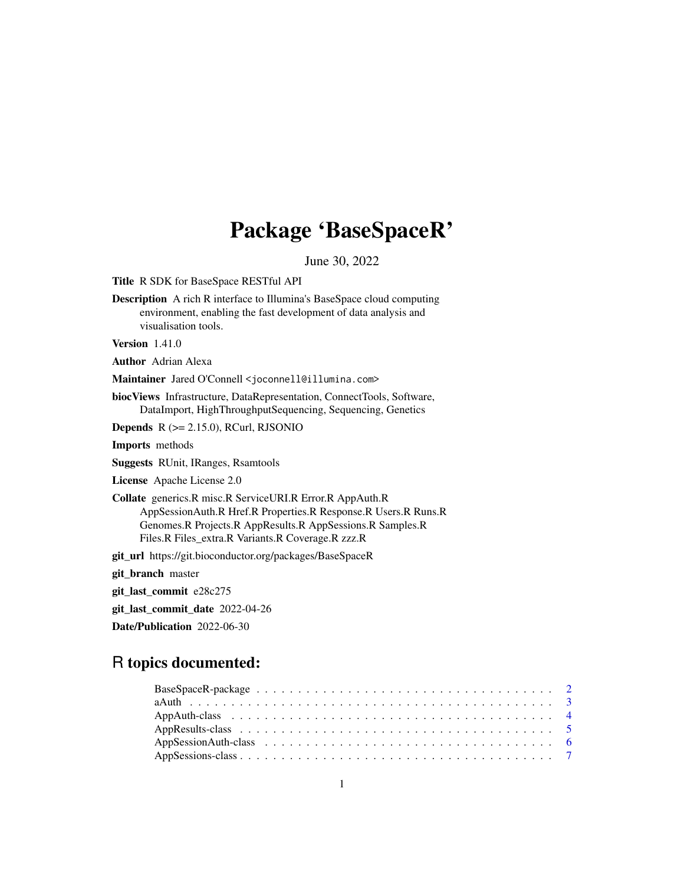# Package 'BaseSpaceR'

June 30, 2022

**Title** R SDK for BaseSpace RESTful API

**Description** A rich R interface to Illumina's BaseSpace cloud computing environment, enabling the fast development of data analysis and visualisation tools.

**Version** 1.41.0

**Author** Adrian Alexa

**Maintainer** Jared O'Connell <joconnell@illumina.com>

**biocViews** Infrastructure, DataRepresentation, ConnectTools, Software, DataImport, HighThroughputSequencing, Sequencing, Genetics

**Depends** R (>= 2.15.0), RCurl, RJSONIO

**Imports** methods

**Suggests** RUnit, IRanges, Rsamtools

**License** Apache License 2.0

**Collate** generics.R misc.R ServiceURI.R Error.R AppAuth.R AppSessionAuth.R Href.R Properties.R Response.R Users.R Runs.R Genomes.R Projects.R AppResults.R AppSessions.R Samples.R Files.R Files_extra.R Variants.R Coverage.R zzz.R

**git_url** https://git.bioconductor.org/packages/BaseSpaceR

**git_branch** master

**git_last_commit** e28c275

**git_last_commit_date** 2022-04-26

**Date/Publication** 2022-06-30

## R topics documented:

BaseSpaceR-package . . . . . . . . . . . . . . . . . . . . . . . . . . . . . . . . . . . . 2
aAuth . . . . . . . . . . . . . . . . . . . . . . . . . . . . . . . . . . . . . . . . . . . . 3
AppAuth-class . . . . . . . . . . . . . . . . . . . . . . . . . . . . . . . . . . . . . . . . 4
AppResults-class . . . . . . . . . . . . . . . . . . . . . . . . . . . . . . . . . . . . . . 5
AppSessionAuth-class . . . . . . . . . . . . . . . . . . . . . . . . . . . . . . . . . . . 6
AppSessions-class . . . . . . . . . . . . . . . . . . . . . . . . . . . . . . . . . . . . . 7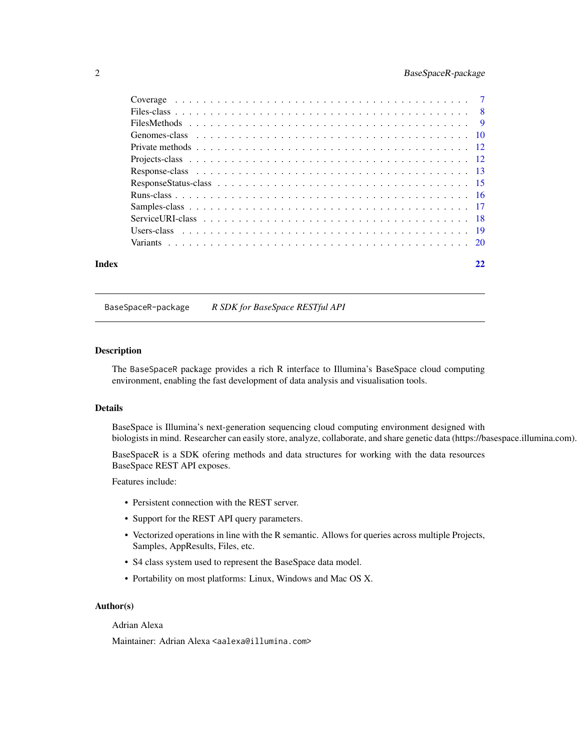Coverage . . . . . . . . . . . . . . . . . . . . . . . . . . . . . . . . . . . . . . . . . . 7
Files-class . . . . . . . . . . . . . . . . . . . . . . . . . . . . . . . . . . . . . . . . . 8
FilesMethods . . . . . . . . . . . . . . . . . . . . . . . . . . . . . . . . . . . . . . . . 9
Genomes-class . . . . . . . . . . . . . . . . . . . . . . . . . . . . . . . . . . . . . . . 10
Private methods . . . . . . . . . . . . . . . . . . . . . . . . . . . . . . . . . . . . . . 12
Projects-class . . . . . . . . . . . . . . . . . . . . . . . . . . . . . . . . . . . . . . . 12
Response-class . . . . . . . . . . . . . . . . . . . . . . . . . . . . . . . . . . . . . . 13
ResponseStatus-class . . . . . . . . . . . . . . . . . . . . . . . . . . . . . . . . . . 15
Runs-class . . . . . . . . . . . . . . . . . . . . . . . . . . . . . . . . . . . . . . . . . 16
Samples-class . . . . . . . . . . . . . . . . . . . . . . . . . . . . . . . . . . . . . . . 17
ServiceURI-class . . . . . . . . . . . . . . . . . . . . . . . . . . . . . . . . . . . . . 18
Users-class . . . . . . . . . . . . . . . . . . . . . . . . . . . . . . . . . . . . . . . . 19
Variants . . . . . . . . . . . . . . . . . . . . . . . . . . . . . . . . . . . . . . . . . . 20

**Index** **22**

---

`BaseSpaceR-package` *R SDK for BaseSpace RESTful API*

---

### Description

The `BaseSpaceR` package provides a rich R interface to Illumina's BaseSpace cloud computing environment, enabling the fast development of data analysis and visualisation tools.

### Details

BaseSpace is Illumina's next-generation sequencing cloud computing environment designed with biologists in mind. Researcher can easily store, analyze, collaborate, and share genetic data (https://basespace.illumina.com).

BaseSpaceR is a SDK ofering methods and data structures for working with the data resources BaseSpace REST API exposes.

Features include:

- Persistent connection with the REST server.
- Support for the REST API query parameters.
- Vectorized operations in line with the R semantic. Allows for queries across multiple Projects, Samples, AppResults, Files, etc.
- S4 class system used to represent the BaseSpace data model.
- Portability on most platforms: Linux, Windows and Mac OS X.

### Author(s)

Adrian Alexa

Maintainer: Adrian Alexa `<aalexa@illumina.com>`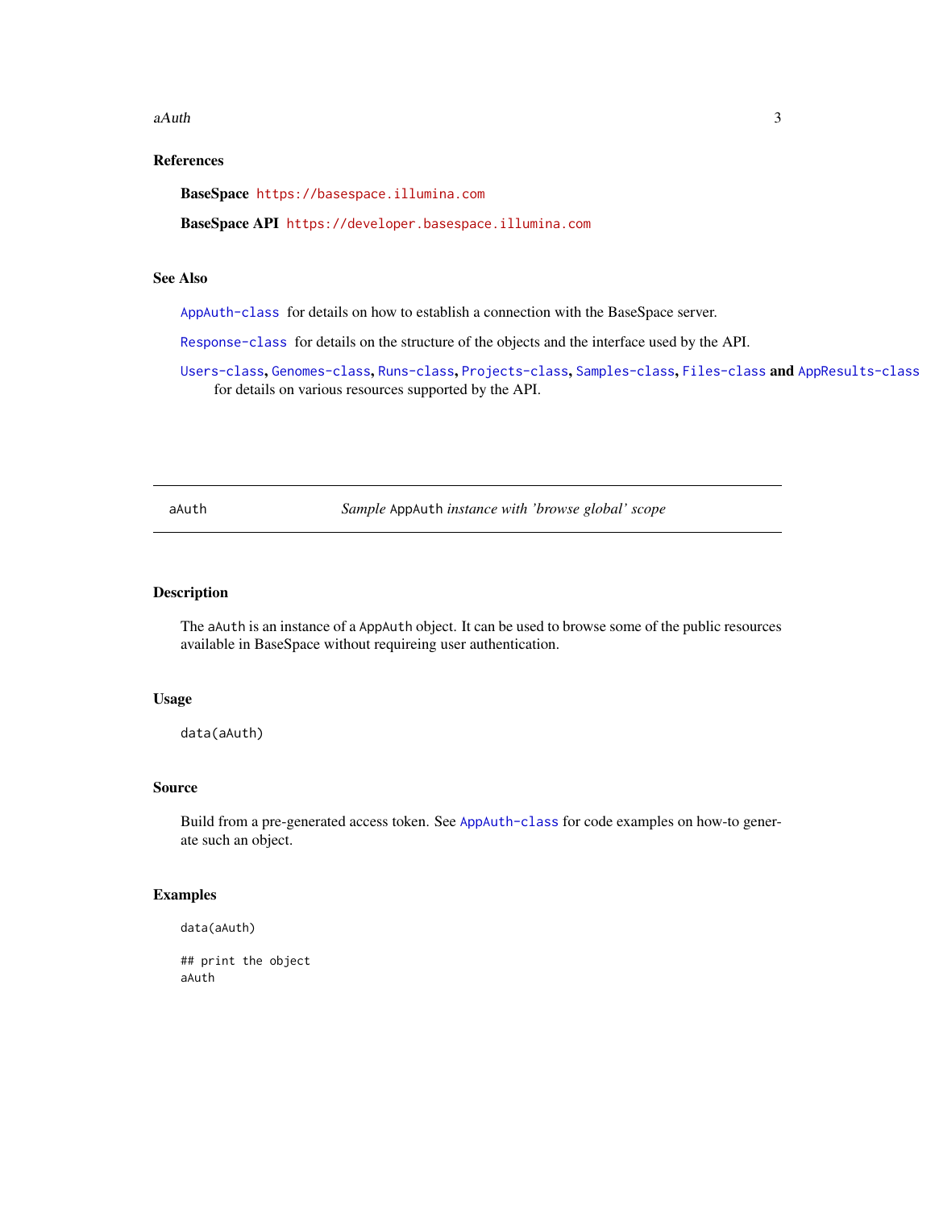### References

**BaseSpace** https://basespace.illumina.com

**BaseSpace API** https://developer.basespace.illumina.com

### See Also

`AppAuth-class` for details on how to establish a connection with the BaseSpace server.

`Response-class` for details on the structure of the objects and the interface used by the API.

`Users-class`, `Genomes-class`, `Runs-class`, `Projects-class`, `Samples-class`, `Files-class` **and** `AppResults-class` for details on various resources supported by the API.

---

## aAuth — *Sample* `AppAuth` *instance with 'browse global' scope*

---

### Description

The `aAuth` is an instance of a `AppAuth` object. It can be used to browse some of the public resources available in BaseSpace without requireing user authentication.

### Usage

```
data(aAuth)
```

### Source

Build from a pre-generated access token. See `AppAuth-class` for code examples on how-to generate such an object.

### Examples

```
data(aAuth)

## print the object
aAuth
```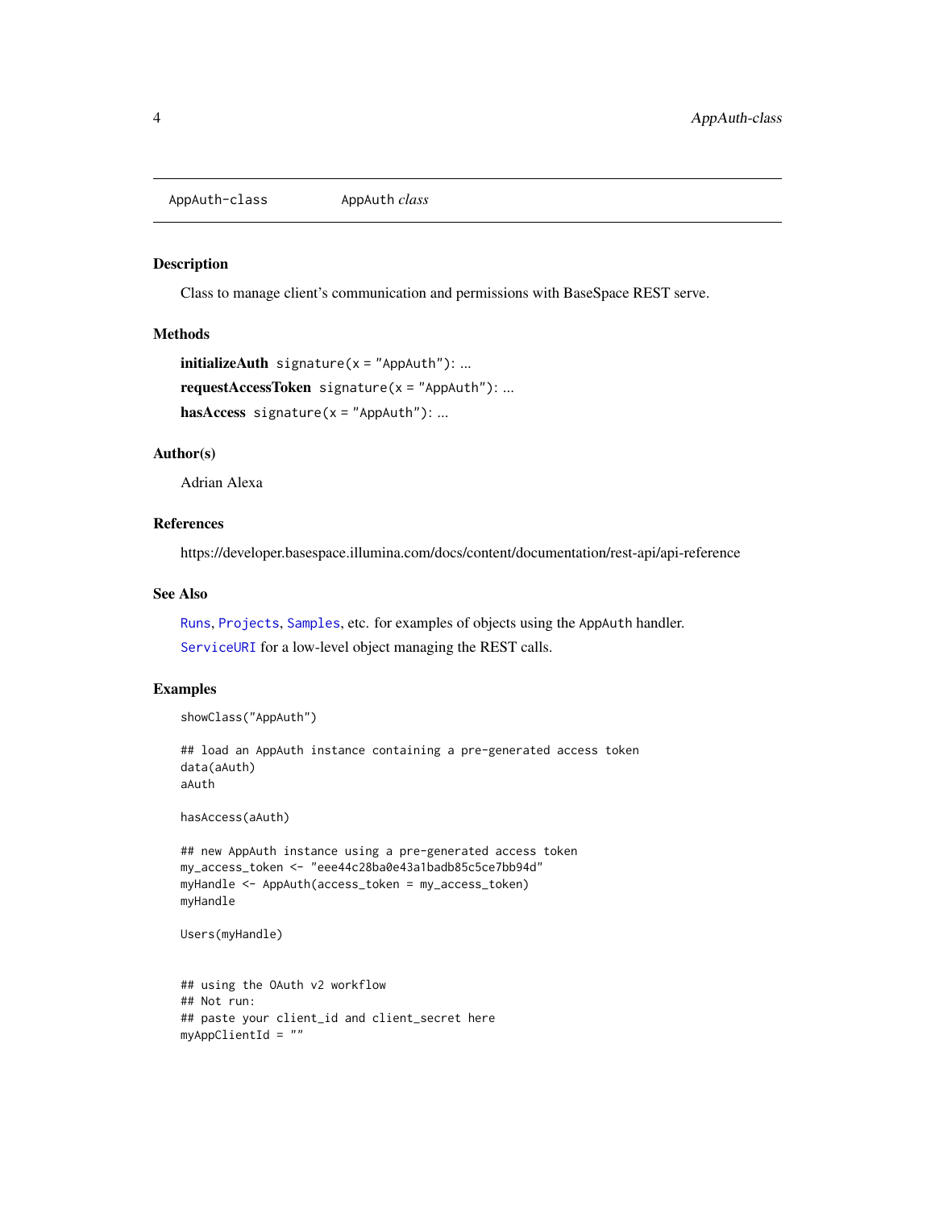AppAuth-class AppAuth *class*

## Description

Class to manage client's communication and permissions with BaseSpace REST serve.

## Methods

**initializeAuth** `signature(x = "AppAuth")`: ...

**requestAccessToken** `signature(x = "AppAuth")`: ...

**hasAccess** `signature(x = "AppAuth")`: ...

## Author(s)

Adrian Alexa

## References

https://developer.basespace.illumina.com/docs/content/documentation/rest-api/api-reference

## See Also

`Runs`, `Projects`, `Samples`, etc. for examples of objects using the `AppAuth` handler.

`ServiceURI` for a low-level object managing the REST calls.

## Examples

```
showClass("AppAuth")

## load an AppAuth instance containing a pre-generated access token
data(aAuth)
aAuth

hasAccess(aAuth)

## new AppAuth instance using a pre-generated access token
my_access_token <- "eee44c28ba0e43a1badb85c5ce7bb94d"
myHandle <- AppAuth(access_token = my_access_token)
myHandle

Users(myHandle)


## using the OAuth v2 workflow
## Not run:
## paste your client_id and client_secret here
myAppClientId = ""
```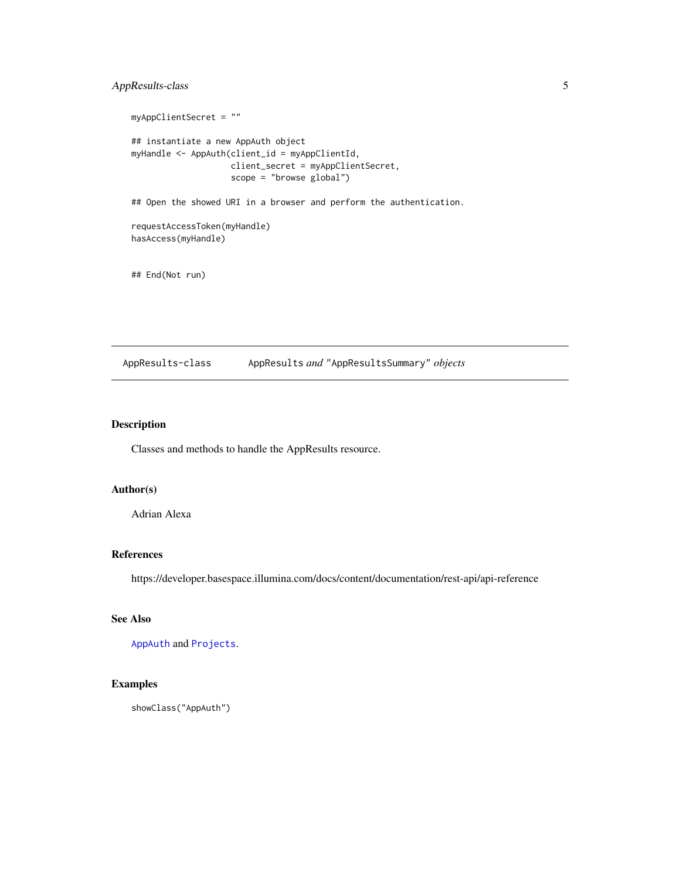```
myAppClientSecret = ""

## instantiate a new AppAuth object
myHandle <- AppAuth(client_id = myAppClientId,
                    client_secret = myAppClientSecret,
                    scope = "browse global")

## Open the showed URI in a browser and perform the authentication.

requestAccessToken(myHandle)
hasAccess(myHandle)


## End(Not run)
```

## AppResults-class    AppResults *and* "AppResultsSummary" *objects*

### Description

Classes and methods to handle the AppResults resource.

### Author(s)

Adrian Alexa

### References

https://developer.basespace.illumina.com/docs/content/documentation/rest-api/api-reference

### See Also

`AppAuth` and `Projects`.

### Examples

```
showClass("AppAuth")
```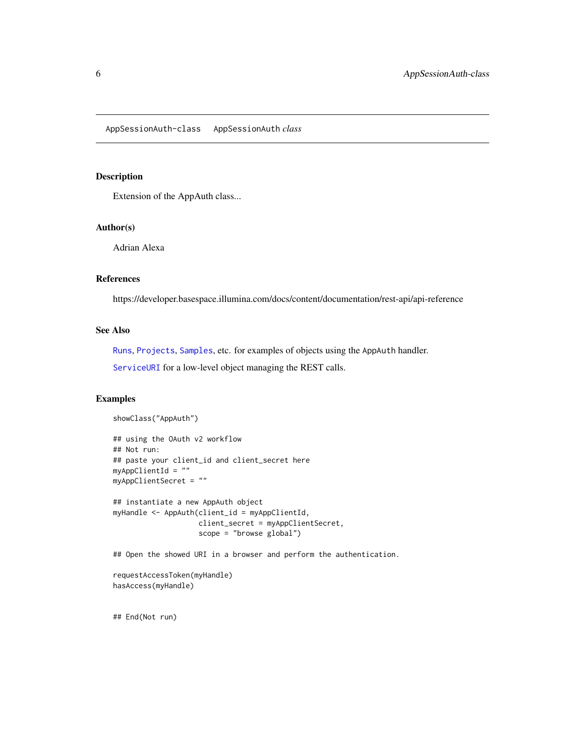AppSessionAuth-class    AppSessionAuth *class*

## Description

Extension of the AppAuth class...

## Author(s)

Adrian Alexa

## References

https://developer.basespace.illumina.com/docs/content/documentation/rest-api/api-reference

## See Also

Runs, Projects, Samples, etc. for examples of objects using the AppAuth handler.

ServiceURI for a low-level object managing the REST calls.

## Examples

```
showClass("AppAuth")

## using the OAuth v2 workflow
## Not run:
## paste your client_id and client_secret here
myAppClientId = ""
myAppClientSecret = ""

## instantiate a new AppAuth object
myHandle <- AppAuth(client_id = myAppClientId,
                    client_secret = myAppClientSecret,
                    scope = "browse global")

## Open the showed URI in a browser and perform the authentication.

requestAccessToken(myHandle)
hasAccess(myHandle)


## End(Not run)
```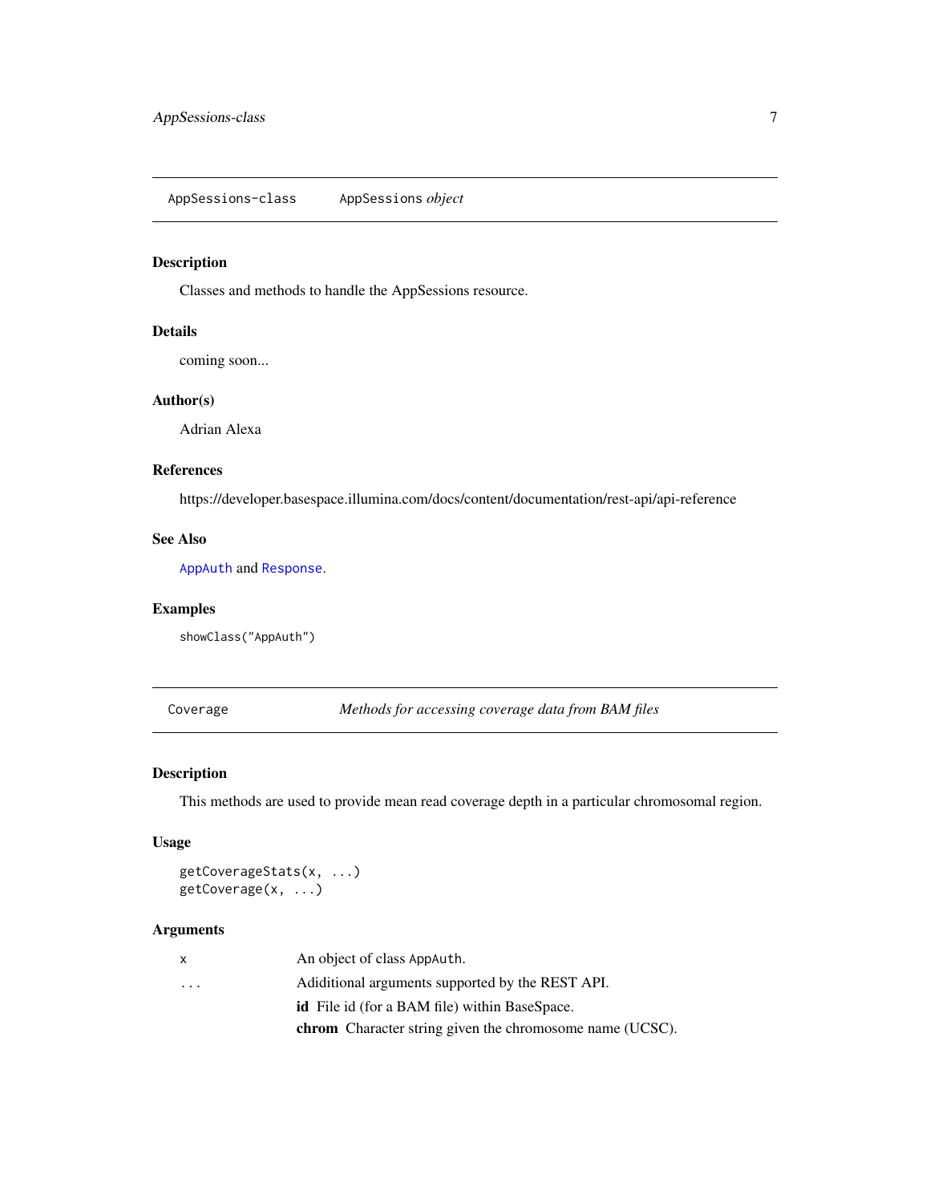## AppSessions-class — *AppSessions object*

### Description

Classes and methods to handle the AppSessions resource.

### Details

coming soon...

### Author(s)

Adrian Alexa

### References

https://developer.basespace.illumina.com/docs/content/documentation/rest-api/api-reference

### See Also

`AppAuth` and `Response`.

### Examples

```
showClass("AppAuth")
```

## Coverage — *Methods for accessing coverage data from BAM files*

### Description

This methods are used to provide mean read coverage depth in a particular chromosomal region.

### Usage

```
getCoverageStats(x, ...)
getCoverage(x, ...)
```

### Arguments

| | |
|---|---|
| x | An object of class `AppAuth`. |
| ... | Adiditional arguments supported by the REST API. |
| | **id** File id (for a BAM file) within BaseSpace. |
| | **chrom** Character string given the chromosome name (UCSC). |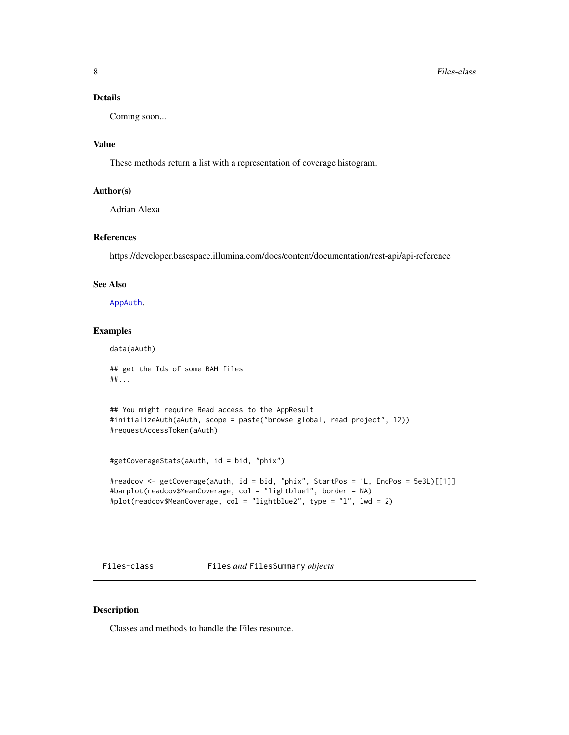## Details

Coming soon...

## Value

These methods return a list with a representation of coverage histogram.

## Author(s)

Adrian Alexa

## References

https://developer.basespace.illumina.com/docs/content/documentation/rest-api/api-reference

## See Also

AppAuth.

## Examples

```
data(aAuth)

## get the Ids of some BAM files
##...


## You might require Read access to the AppResult
#initializeAuth(aAuth, scope = paste("browse global, read project", 12))
#requestAccessToken(aAuth)


#getCoverageStats(aAuth, id = bid, "phix")

#readcov <- getCoverage(aAuth, id = bid, "phix", StartPos = 1L, EndPos = 5e3L)[[1]]
#barplot(readcov$MeanCoverage, col = "lightblue1", border = NA)
#plot(readcov$MeanCoverage, col = "lightblue2", type = "l", lwd = 2)
```

---

Files-class &emsp; Files *and* FilesSummary *objects*

---

## Description

Classes and methods to handle the Files resource.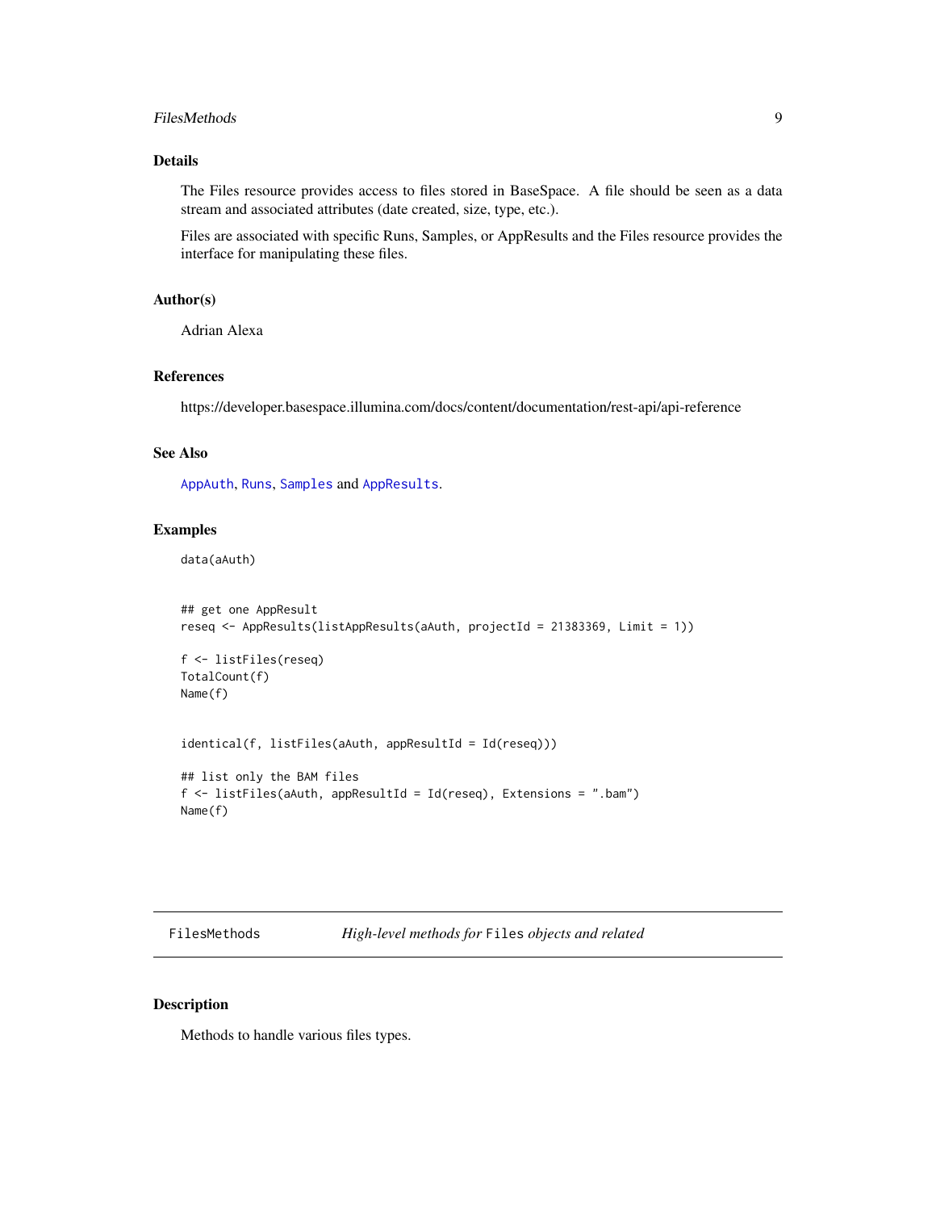### Details

The Files resource provides access to files stored in BaseSpace. A file should be seen as a data stream and associated attributes (date created, size, type, etc.).

Files are associated with specific Runs, Samples, or AppResults and the Files resource provides the interface for manipulating these files.

### Author(s)

Adrian Alexa

### References

https://developer.basespace.illumina.com/docs/content/documentation/rest-api/api-reference

### See Also

`AppAuth`, `Runs`, `Samples` and `AppResults`.

### Examples

```
data(aAuth)


## get one AppResult
reseq <- AppResults(listAppResults(aAuth, projectId = 21383369, Limit = 1))

f <- listFiles(reseq)
TotalCount(f)
Name(f)


identical(f, listFiles(aAuth, appResultId = Id(reseq)))

## list only the BAM files
f <- listFiles(aAuth, appResultId = Id(reseq), Extensions = ".bam")
Name(f)
```

---

## FilesMethods — *High-level methods for* `Files` *objects and related*

### Description

Methods to handle various files types.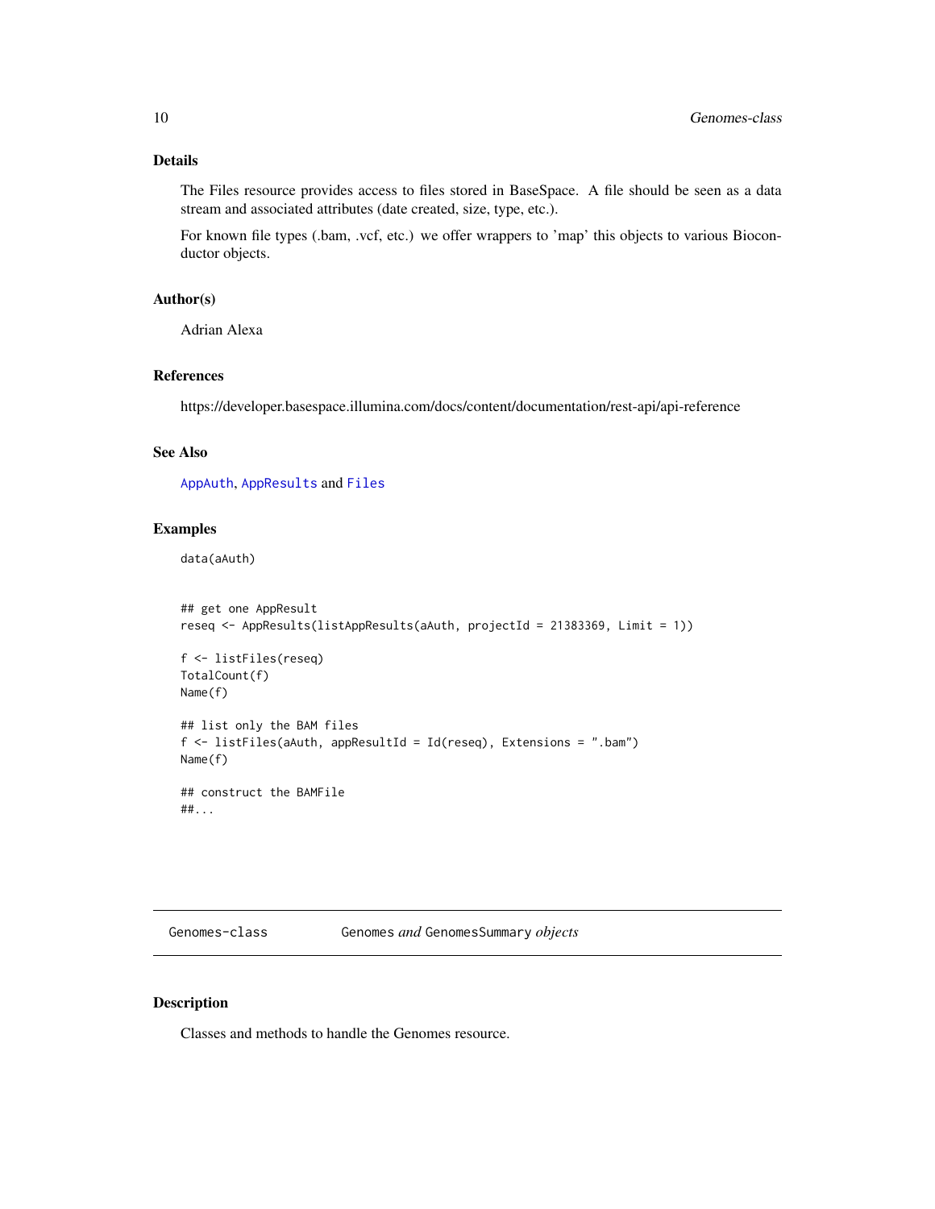## Details

The Files resource provides access to files stored in BaseSpace. A file should be seen as a data stream and associated attributes (date created, size, type, etc.).

For known file types (.bam, .vcf, etc.) we offer wrappers to 'map' this objects to various Bioconductor objects.

## Author(s)

Adrian Alexa

## References

https://developer.basespace.illumina.com/docs/content/documentation/rest-api/api-reference

## See Also

`AppAuth`, `AppResults` and `Files`

## Examples

```
data(aAuth)


## get one AppResult
reseq <- AppResults(listAppResults(aAuth, projectId = 21383369, Limit = 1))

f <- listFiles(reseq)
TotalCount(f)
Name(f)

## list only the BAM files
f <- listFiles(aAuth, appResultId = Id(reseq), Extensions = ".bam")
Name(f)

## construct the BAMFile
##...
```

---

`Genomes-class` — `Genomes` *and* `GenomesSummary` *objects*

---

## Description

Classes and methods to handle the Genomes resource.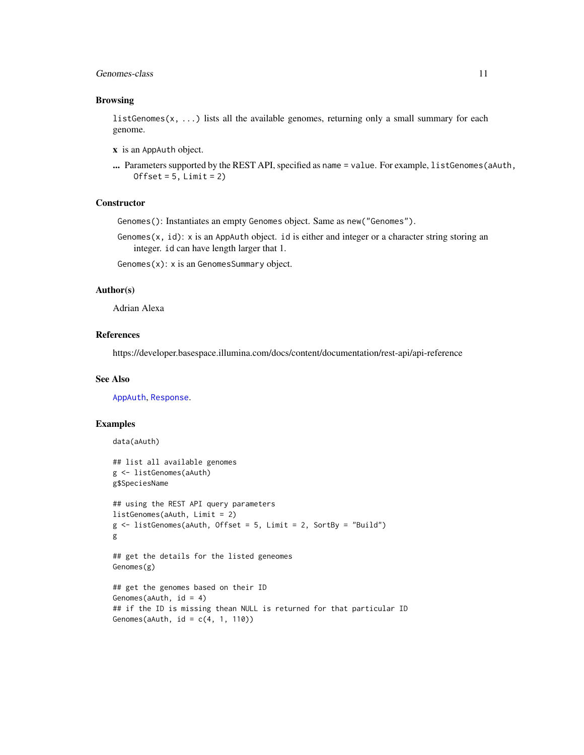## Browsing

`listGenomes(x, ...)` lists all the available genomes, returning only a small summary for each genome.

**x** is an `AppAuth` object.

**...** Parameters supported by the REST API, specified as `name = value`. For example, `listGenomes(aAuth, Offset = 5, Limit = 2)`

## Constructor

`Genomes()`: Instantiates an empty `Genomes` object. Same as `new("Genomes")`.

`Genomes(x, id)`: `x` is an `AppAuth` object. `id` is either and integer or a character string storing an integer. `id` can have length larger that 1.

`Genomes(x)`: `x` is an `GenomesSummary` object.

## Author(s)

Adrian Alexa

## References

https://developer.basespace.illumina.com/docs/content/documentation/rest-api/api-reference

## See Also

`AppAuth`, `Response`.

## Examples

```
data(aAuth)

## list all available genomes
g <- listGenomes(aAuth)
g$SpeciesName

## using the REST API query parameters
listGenomes(aAuth, Limit = 2)
g <- listGenomes(aAuth, Offset = 5, Limit = 2, SortBy = "Build")
g

## get the details for the listed geneomes
Genomes(g)

## get the genomes based on their ID
Genomes(aAuth, id = 4)
## if the ID is missing thean NULL is returned for that particular ID
Genomes(aAuth, id = c(4, 1, 110))
```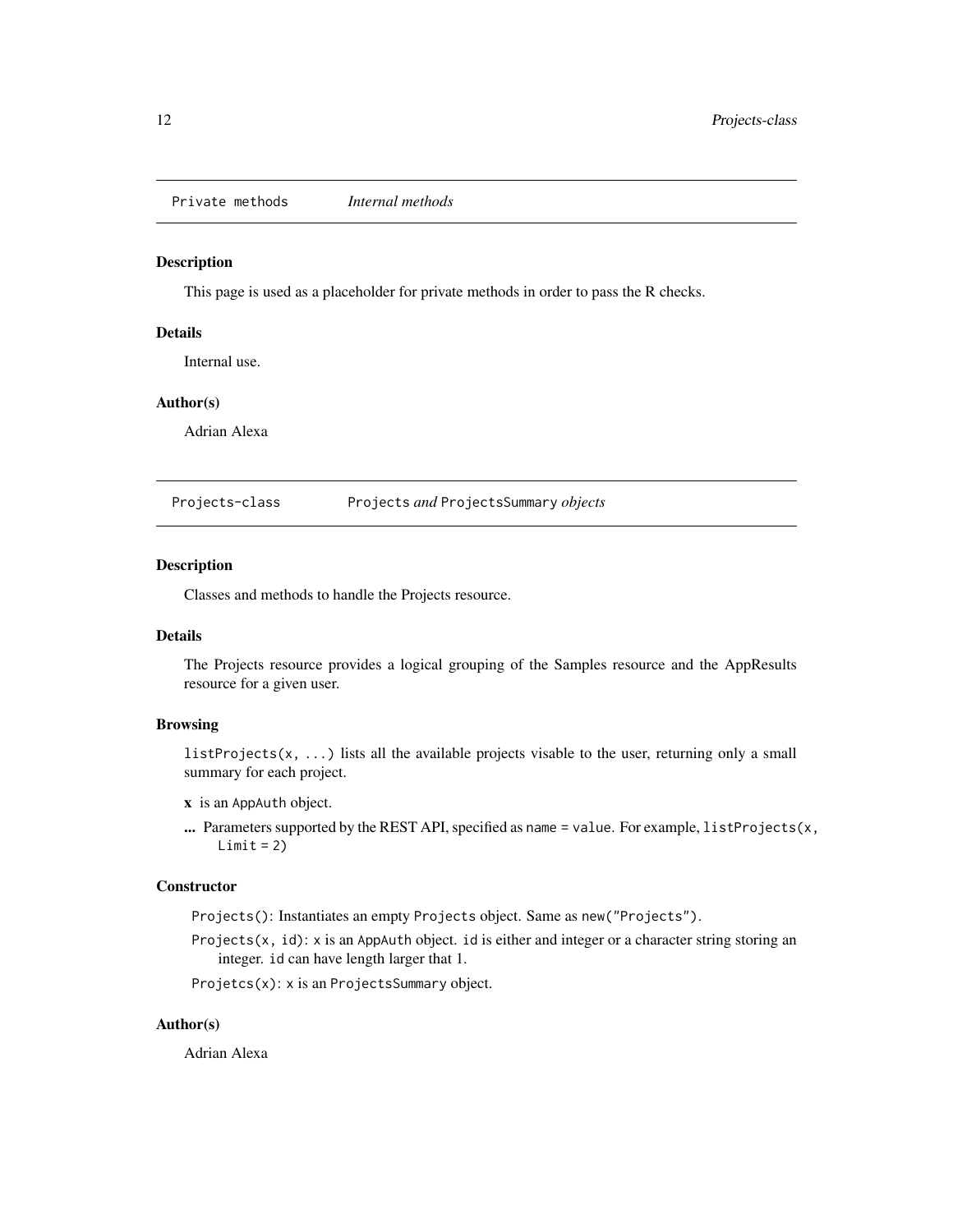## Private methods — *Internal methods*

### Description

This page is used as a placeholder for private methods in order to pass the R checks.

### Details

Internal use.

### Author(s)

Adrian Alexa

## Projects-class — `Projects` *and* `ProjectsSummary` *objects*

### Description

Classes and methods to handle the Projects resource.

### Details

The Projects resource provides a logical grouping of the Samples resource and the AppResults resource for a given user.

### Browsing

`listProjects(x, ...)` lists all the available projects visable to the user, returning only a small summary for each project.

- **x** is an `AppAuth` object.
- **...** Parameters supported by the REST API, specified as `name = value`. For example, `listProjects(x, Limit = 2)`

### Constructor

- `Projects()`: Instantiates an empty `Projects` object. Same as `new("Projects")`.
- `Projects(x, id)`: `x` is an `AppAuth` object. `id` is either and integer or a character string storing an integer. `id` can have length larger that 1.
- `Projetcs(x)`: `x` is an `ProjectsSummary` object.

### Author(s)

Adrian Alexa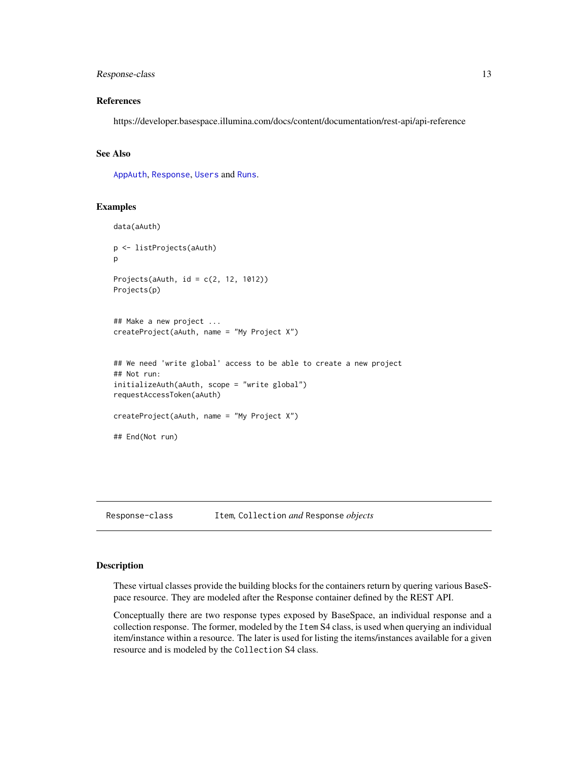### References

https://developer.basespace.illumina.com/docs/content/documentation/rest-api/api-reference

### See Also

AppAuth, Response, Users and Runs.

### Examples

```
data(aAuth)

p <- listProjects(aAuth)
p

Projects(aAuth, id = c(2, 12, 1012))
Projects(p)


## Make a new project ...
createProject(aAuth, name = "My Project X")


## We need 'write global' access to be able to create a new project
## Not run:
initializeAuth(aAuth, scope = "write global")
requestAccessToken(aAuth)

createProject(aAuth, name = "My Project X")

## End(Not run)
```

---

## Response-class    `Item`, `Collection` *and* `Response` *objects*

### Description

These virtual classes provide the building blocks for the containers return by quering various BaseSpace resource. They are modeled after the Response container defined by the REST API.

Conceptually there are two response types exposed by BaseSpace, an individual response and a collection response. The former, modeled by the `Item` S4 class, is used when querying an individual item/instance within a resource. The later is used for listing the items/instances available for a given resource and is modeled by the `Collection` S4 class.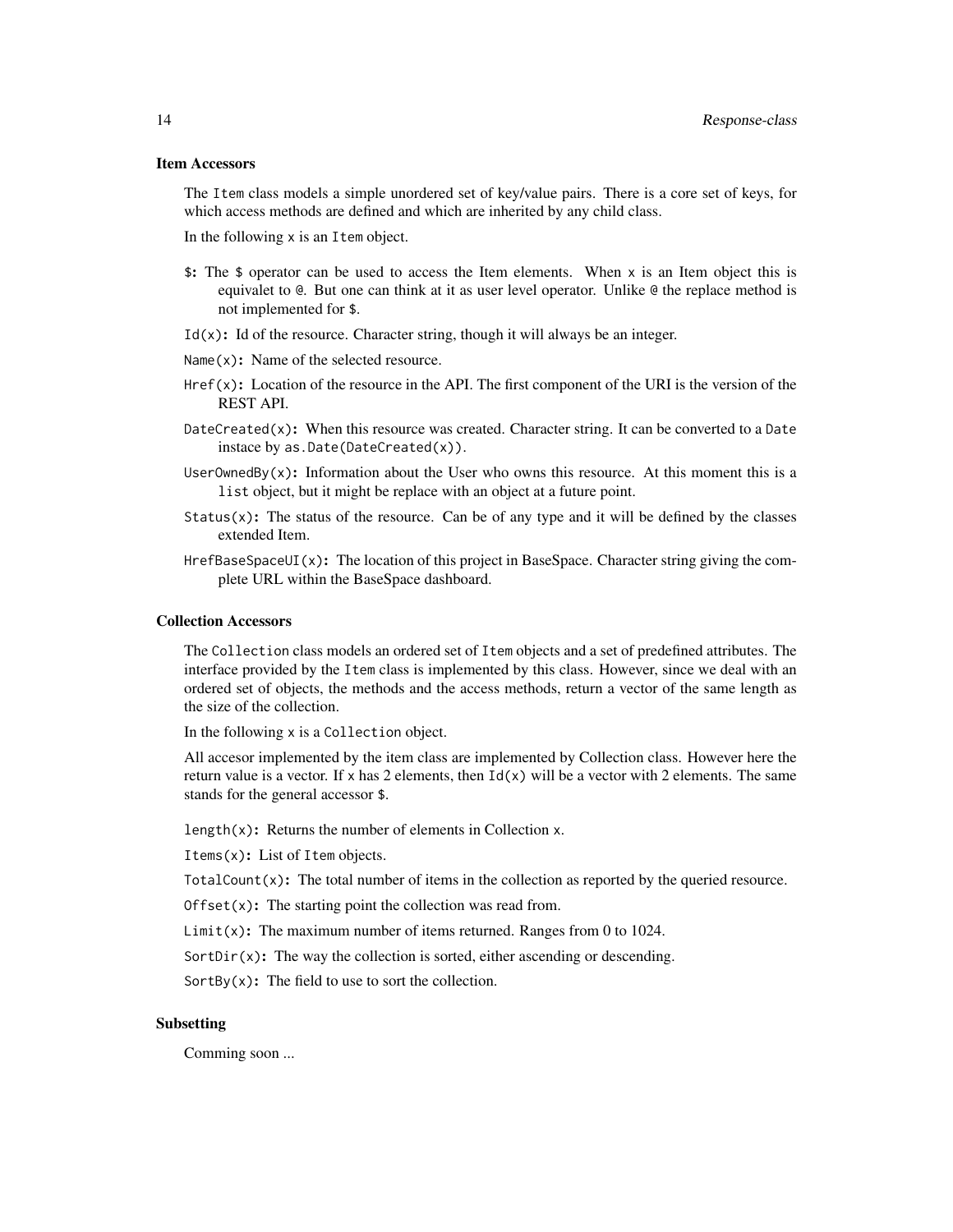### Item Accessors

The `Item` class models a simple unordered set of key/value pairs. There is a core set of keys, for which access methods are defined and which are inherited by any child class.

In the following `x` is an `Item` object.

- **`$`:** The `$` operator can be used to access the Item elements. When `x` is an Item object this is equivalet to `@`. But one can think at it as user level operator. Unlike `@` the replace method is not implemented for `$`.
- **`Id(x)`:** Id of the resource. Character string, though it will always be an integer.
- **`Name(x)`:** Name of the selected resource.
- **`Href(x)`:** Location of the resource in the API. The first component of the URI is the version of the REST API.
- **`DateCreated(x)`:** When this resource was created. Character string. It can be converted to a `Date` instace by `as.Date(DateCreated(x))`.
- **`UserOwnedBy(x)`:** Information about the User who owns this resource. At this moment this is a `list` object, but it might be replace with an object at a future point.
- **`Status(x)`:** The status of the resource. Can be of any type and it will be defined by the classes extended Item.
- **`HrefBaseSpaceUI(x)`:** The location of this project in BaseSpace. Character string giving the complete URL within the BaseSpace dashboard.

### Collection Accessors

The `Collection` class models an ordered set of `Item` objects and a set of predefined attributes. The interface provided by the `Item` class is implemented by this class. However, since we deal with an ordered set of objects, the methods and the access methods, return a vector of the same length as the size of the collection.

In the following `x` is a `Collection` object.

All accesor implemented by the item class are implemented by Collection class. However here the return value is a vector. If `x` has 2 elements, then `Id(x)` will be a vector with 2 elements. The same stands for the general accessor `$`.

- **`length(x)`:** Returns the number of elements in Collection `x`.
- **`Items(x)`:** List of `Item` objects.
- **`TotalCount(x)`:** The total number of items in the collection as reported by the queried resource.
- **`Offset(x)`:** The starting point the collection was read from.
- **`Limit(x)`:** The maximum number of items returned. Ranges from 0 to 1024.
- **`SortDir(x)`:** The way the collection is sorted, either ascending or descending.
- **`SortBy(x)`:** The field to use to sort the collection.

### Subsetting

Comming soon ...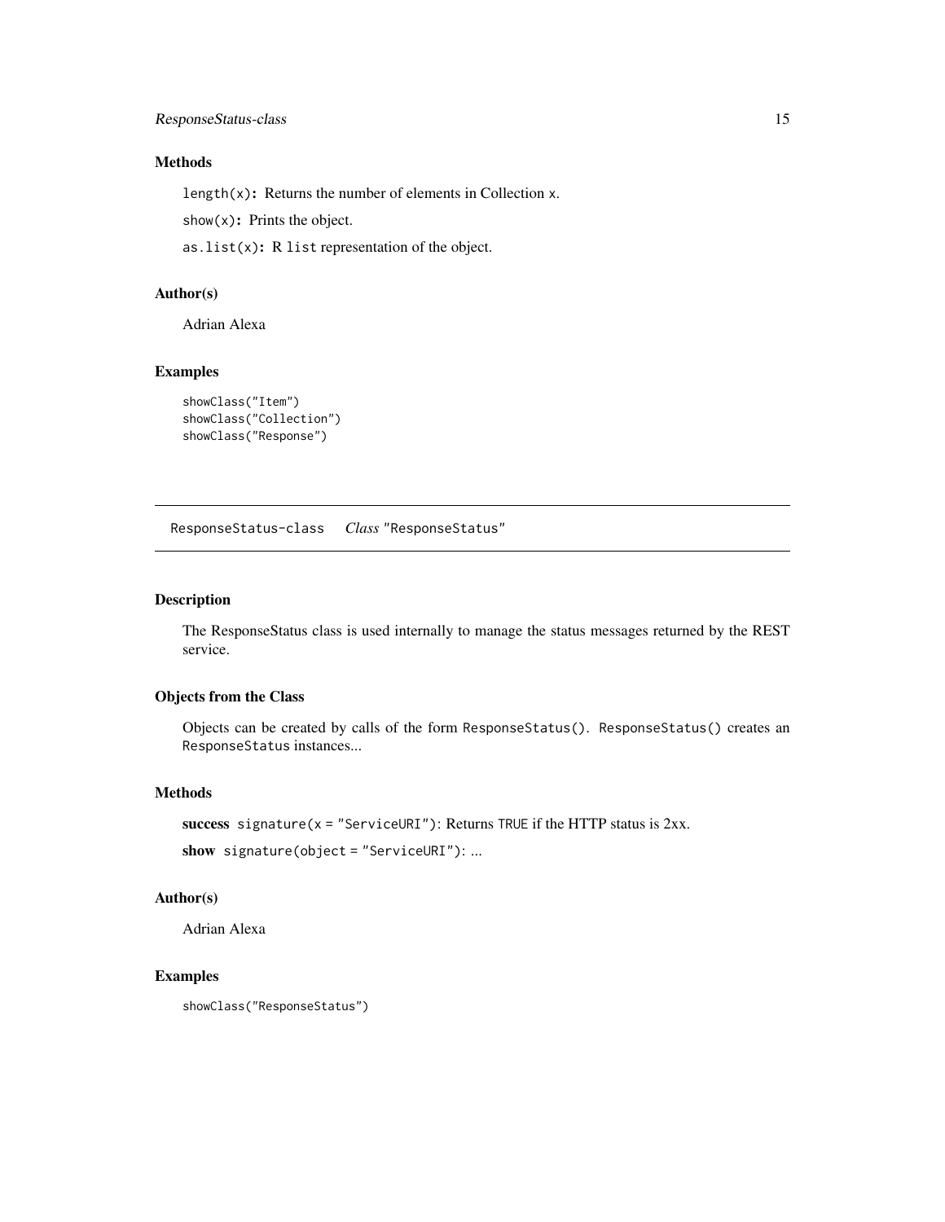### Methods

`length(x)`**:** Returns the number of elements in Collection `x`.

`show(x)`**:** Prints the object.

`as.list(x)`**:** R `list` representation of the object.

### Author(s)

Adrian Alexa

### Examples

```
showClass("Item")
showClass("Collection")
showClass("Response")
```

---

## ResponseStatus-class    *Class* "ResponseStatus"

---

### Description

The ResponseStatus class is used internally to manage the status messages returned by the REST service.

### Objects from the Class

Objects can be created by calls of the form `ResponseStatus()`. `ResponseStatus()` creates an `ResponseStatus` instances...

### Methods

**success** `signature(x = "ServiceURI")`: Returns `TRUE` if the HTTP status is 2xx.

**show** `signature(object = "ServiceURI")`: ...

### Author(s)

Adrian Alexa

### Examples

```
showClass("ResponseStatus")
```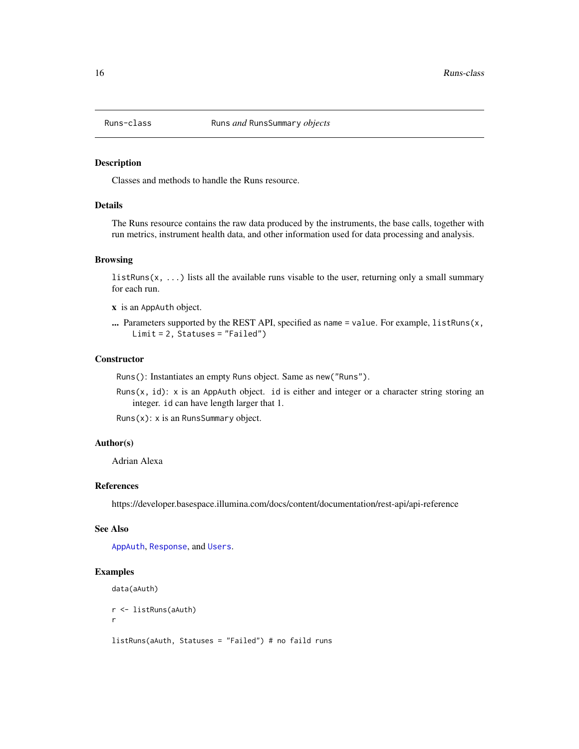Runs-class     *Runs and RunsSummary objects*

## Description

Classes and methods to handle the Runs resource.

## Details

The Runs resource contains the raw data produced by the instruments, the base calls, together with run metrics, instrument health data, and other information used for data processing and analysis.

## Browsing

`listRuns(x, ...)` lists all the available runs visable to the user, returning only a small summary for each run.

**x** is an `AppAuth` object.

**...** Parameters supported by the REST API, specified as `name = value`. For example, `listRuns(x, Limit = 2, Statuses = "Failed")`

## Constructor

`Runs()`: Instantiates an empty `Runs` object. Same as `new("Runs")`.

`Runs(x, id)`: `x` is an `AppAuth` object. `id` is either and integer or a character string storing an integer. `id` can have length larger that 1.

`Runs(x)`: `x` is an `RunsSummary` object.

## Author(s)

Adrian Alexa

## References

https://developer.basespace.illumina.com/docs/content/documentation/rest-api/api-reference

## See Also

`AppAuth`, `Response`, and `Users`.

## Examples

```
data(aAuth)

r <- listRuns(aAuth)
r

listRuns(aAuth, Statuses = "Failed") # no faild runs
```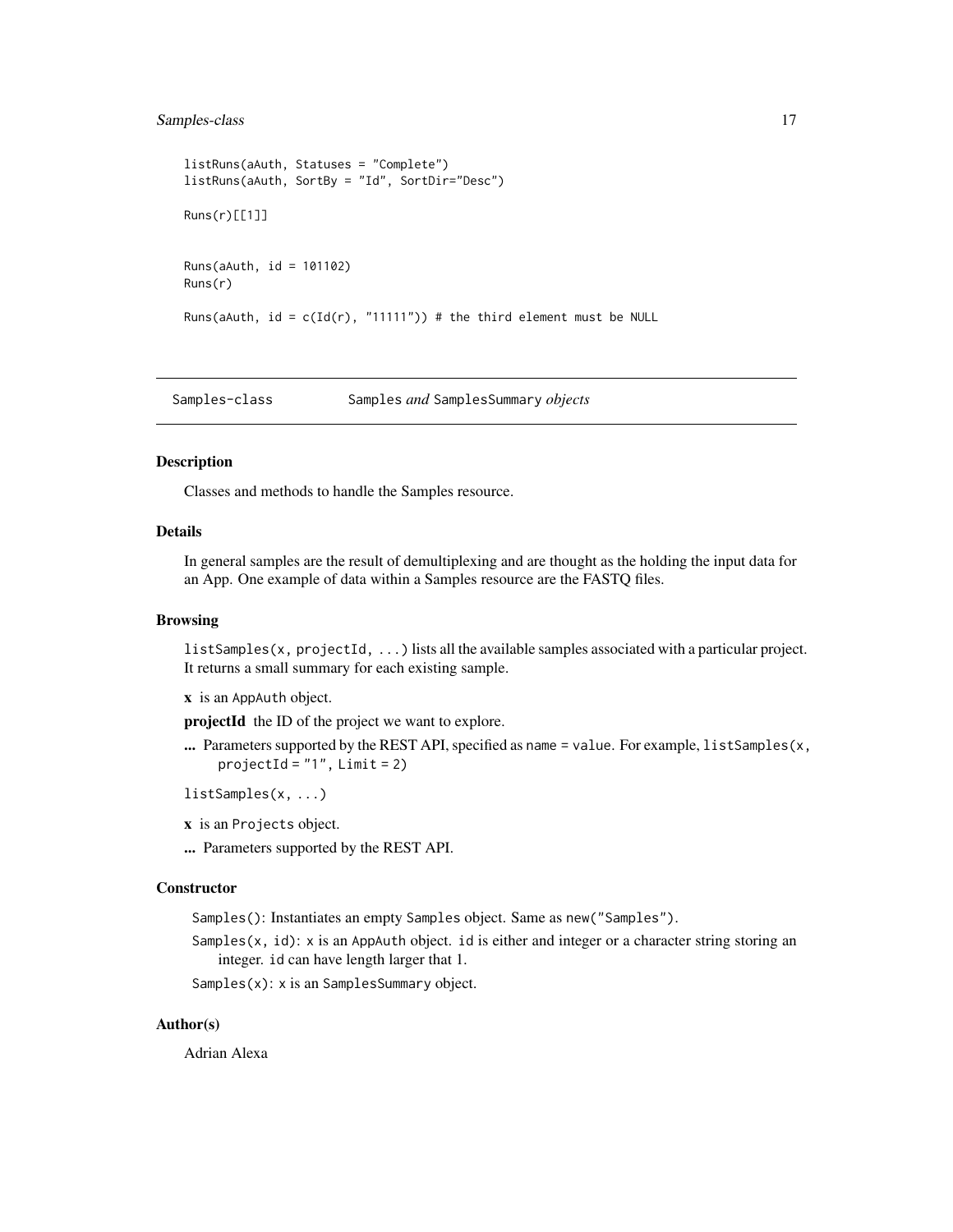```
listRuns(aAuth, Statuses = "Complete")
listRuns(aAuth, SortBy = "Id", SortDir="Desc")

Runs(r)[[1]]


Runs(aAuth, id = 101102)
Runs(r)

Runs(aAuth, id = c(Id(r), "11111")) # the third element must be NULL
```

---

## Samples-class    *Samples and SamplesSummary objects*

---

### Description

Classes and methods to handle the Samples resource.

### Details

In general samples are the result of demultiplexing and are thought as the holding the input data for an App. One example of data within a Samples resource are the FASTQ files.

### Browsing

`listSamples(x, projectId, ...)` lists all the available samples associated with a particular project. It returns a small summary for each existing sample.

**x** is an `AppAuth` object.

**projectId** the ID of the project we want to explore.

**...** Parameters supported by the REST API, specified as `name = value`. For example, `listSamples(x, projectId = "1", Limit = 2)`

`listSamples(x, ...)`

**x** is an `Projects` object.

**...** Parameters supported by the REST API.

### Constructor

`Samples()`: Instantiates an empty `Samples` object. Same as `new("Samples")`.

`Samples(x, id)`: `x` is an `AppAuth` object. `id` is either and integer or a character string storing an integer. `id` can have length larger that 1.

`Samples(x)`: `x` is an `SamplesSummary` object.

### Author(s)

Adrian Alexa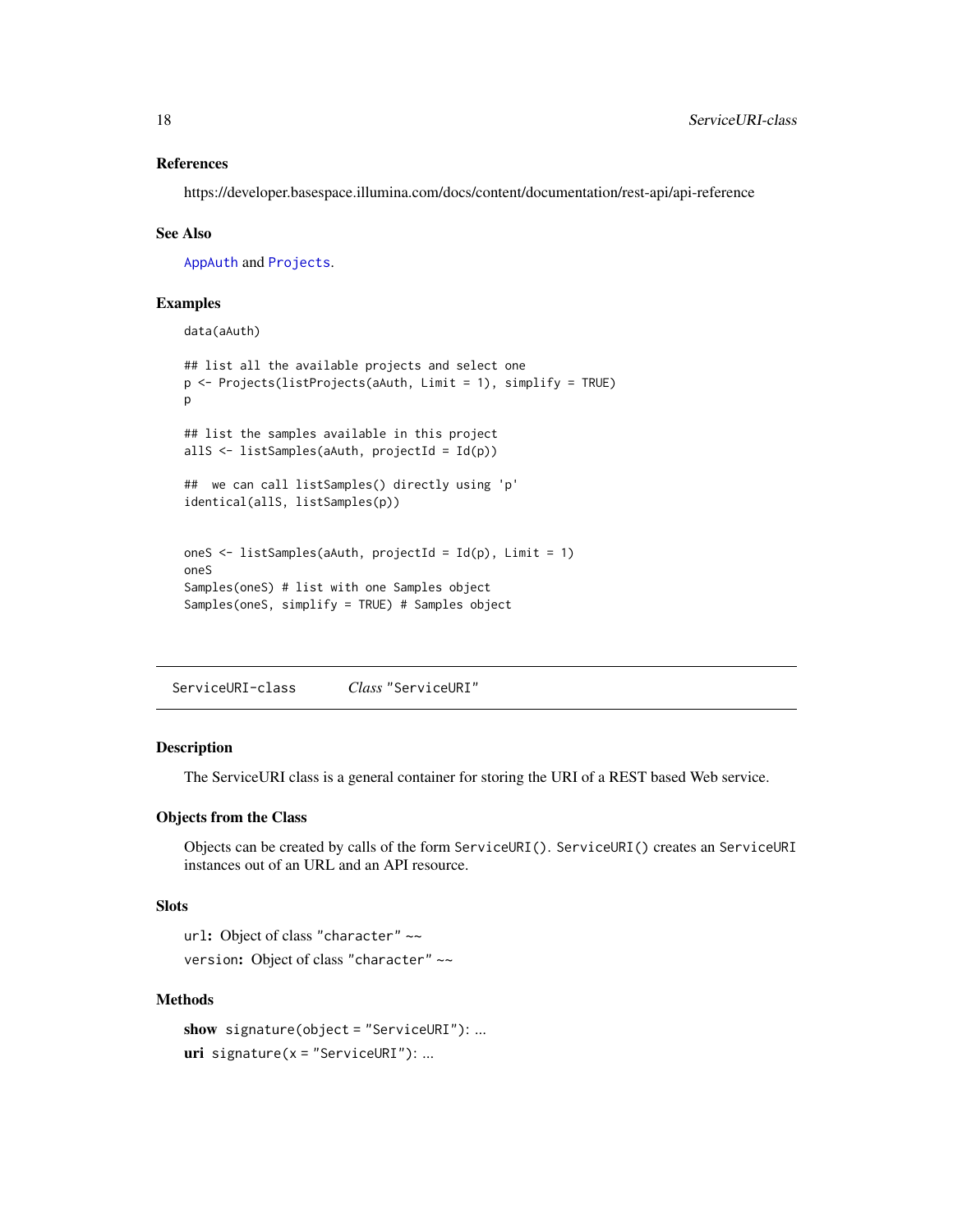### References

https://developer.basespace.illumina.com/docs/content/documentation/rest-api/api-reference

### See Also

`AppAuth` and `Projects`.

### Examples

```
data(aAuth)

## list all the available projects and select one
p <- Projects(listProjects(aAuth, Limit = 1), simplify = TRUE)
p

## list the samples available in this project
allS <- listSamples(aAuth, projectId = Id(p))

##  we can call listSamples() directly using 'p'
identical(allS, listSamples(p))


oneS <- listSamples(aAuth, projectId = Id(p), Limit = 1)
oneS
Samples(oneS) # list with one Samples object
Samples(oneS, simplify = TRUE) # Samples object
```

---

## ServiceURI-class    *Class* "ServiceURI"

### Description

The ServiceURI class is a general container for storing the URI of a REST based Web service.

### Objects from the Class

Objects can be created by calls of the form `ServiceURI()`. `ServiceURI()` creates an `ServiceURI` instances out of an URL and an API resource.

### Slots

`url`: Object of class "character" ~~

`version`: Object of class "character" ~~

### Methods

**show** `signature(object = "ServiceURI")`: ...

**uri** `signature(x = "ServiceURI")`: ...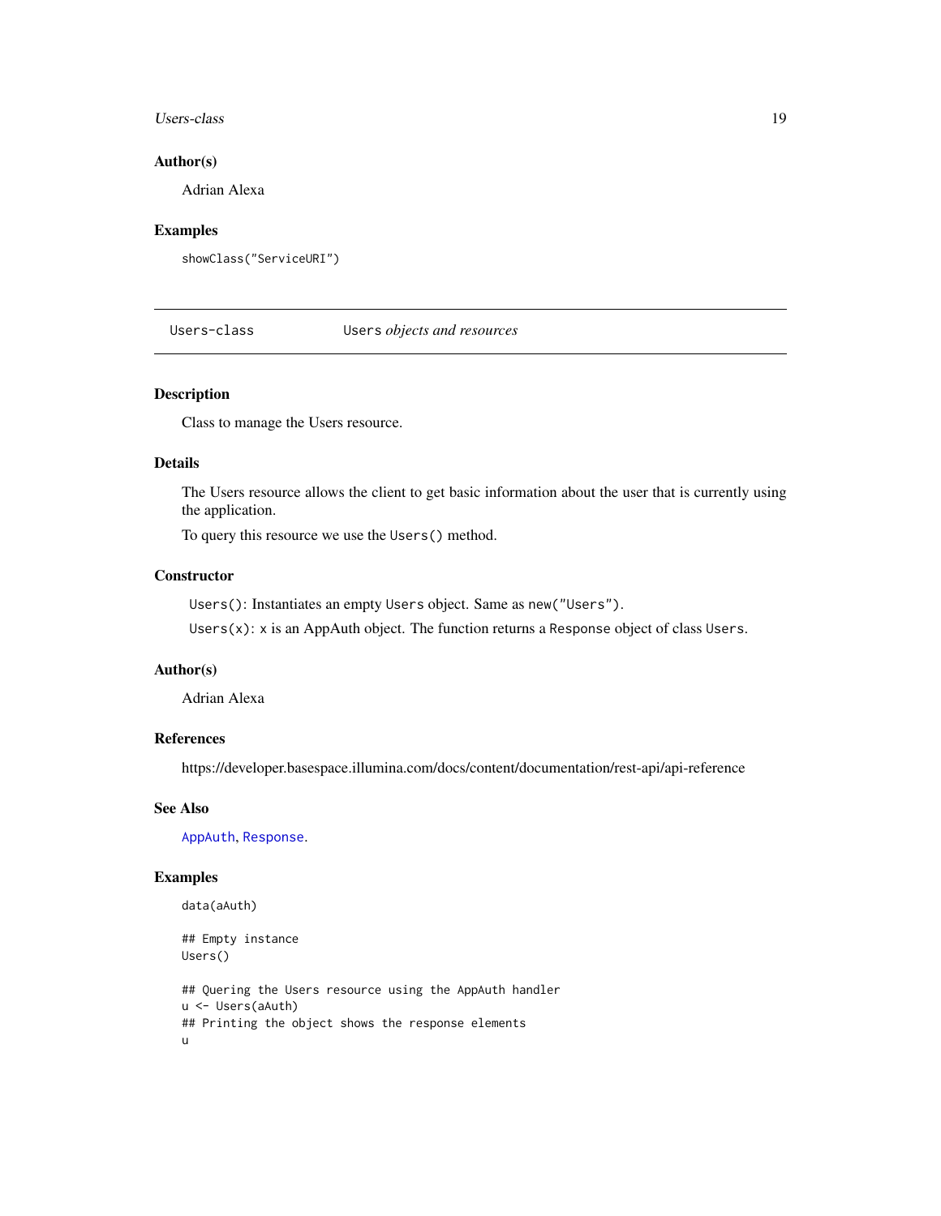### Author(s)

Adrian Alexa

### Examples

```
showClass("ServiceURI")
```

---

## Users-class    `Users` *objects and resources*

---

### Description

Class to manage the Users resource.

### Details

The Users resource allows the client to get basic information about the user that is currently using the application.

To query this resource we use the `Users()` method.

### Constructor

`Users()`: Instantiates an empty `Users` object. Same as `new("Users")`.

`Users(x)`: `x` is an AppAuth object. The function returns a `Response` object of class `Users`.

### Author(s)

Adrian Alexa

### References

https://developer.basespace.illumina.com/docs/content/documentation/rest-api/api-reference

### See Also

`AppAuth`, `Response`.

### Examples

```
data(aAuth)

## Empty instance
Users()

## Quering the Users resource using the AppAuth handler
u <- Users(aAuth)
## Printing the object shows the response elements
u
```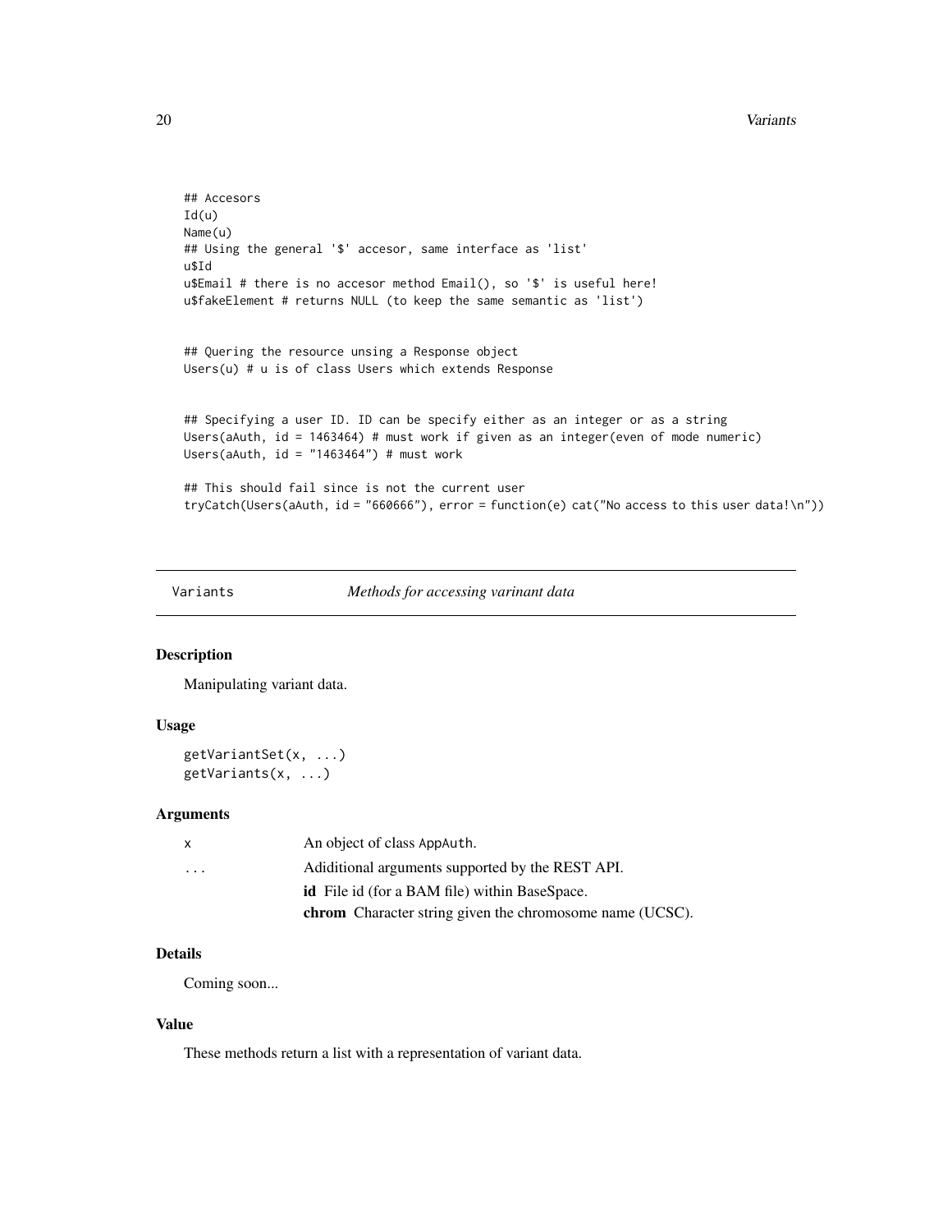```
## Accesors
Id(u)
Name(u)
## Using the general '$' accesor, same interface as 'list'
u$Id
u$Email # there is no accesor method Email(), so '$' is useful here!
u$fakeElement # returns NULL (to keep the same semantic as 'list')


## Quering the resource unsing a Response object
Users(u) # u is of class Users which extends Response


## Specifying a user ID. ID can be specify either as an integer or as a string
Users(aAuth, id = 1463464) # must work if given as an integer(even of mode numeric)
Users(aAuth, id = "1463464") # must work

## This should fail since is not the current user
tryCatch(Users(aAuth, id = "660666"), error = function(e) cat("No access to this user data!\n"))
```

---

## Variants — *Methods for accessing varinant data*

### Description

Manipulating variant data.

### Usage

```
getVariantSet(x, ...)
getVariants(x, ...)
```

### Arguments

| | |
|---|---|
| x | An object of class AppAuth. |
| ... | Adiditional arguments supported by the REST API.<br>**id** File id (for a BAM file) within BaseSpace.<br>**chrom** Character string given the chromosome name (UCSC). |

### Details

Coming soon...

### Value

These methods return a list with a representation of variant data.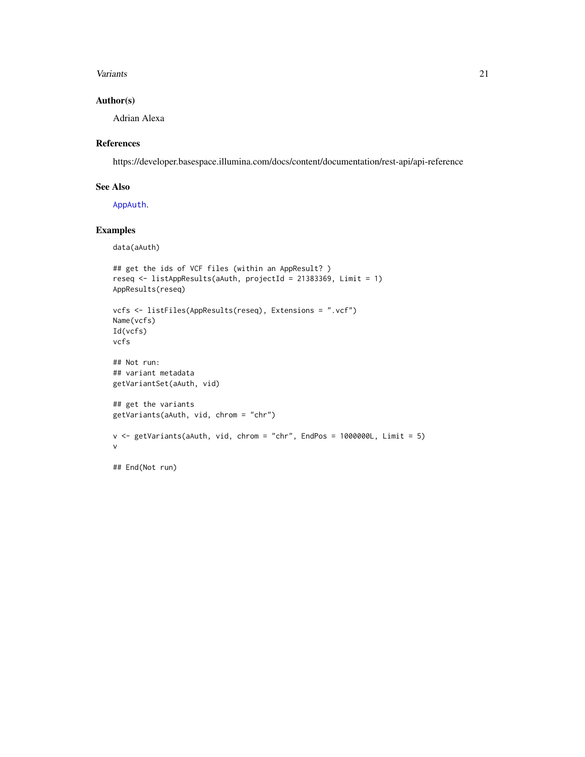## Author(s)

Adrian Alexa

## References

https://developer.basespace.illumina.com/docs/content/documentation/rest-api/api-reference

## See Also

AppAuth.

## Examples

```
data(aAuth)

## get the ids of VCF files (within an AppResult? )
reseq <- listAppResults(aAuth, projectId = 21383369, Limit = 1)
AppResults(reseq)

vcfs <- listFiles(AppResults(reseq), Extensions = ".vcf")
Name(vcfs)
Id(vcfs)
vcfs

## Not run:
## variant metadata
getVariantSet(aAuth, vid)

## get the variants
getVariants(aAuth, vid, chrom = "chr")

v <- getVariants(aAuth, vid, chrom = "chr", EndPos = 1000000L, Limit = 5)
v

## End(Not run)
```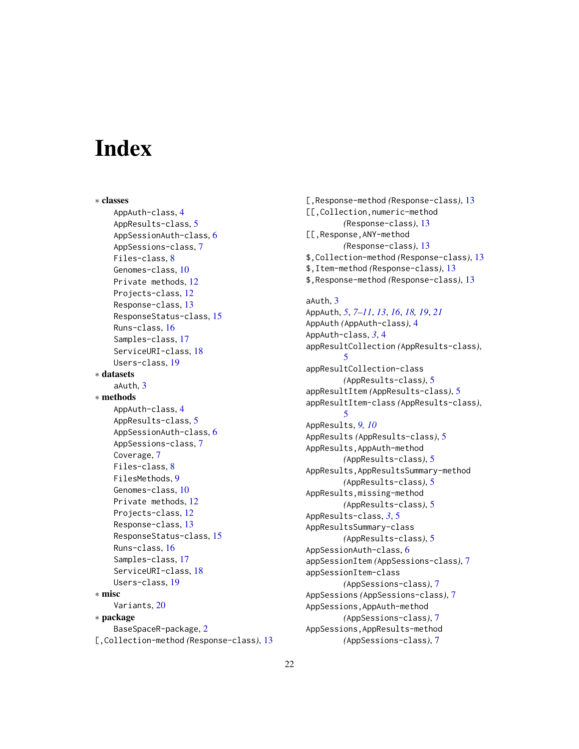# Index

∗ **classes**
  AppAuth-class, 4
  AppResults-class, 5
  AppSessionAuth-class, 6
  AppSessions-class, 7
  Files-class, 8
  Genomes-class, 10
  Private methods, 12
  Projects-class, 12
  Response-class, 13
  ResponseStatus-class, 15
  Runs-class, 16
  Samples-class, 17
  ServiceURI-class, 18
  Users-class, 19

∗ **datasets**
  aAuth, 3

∗ **methods**
  AppAuth-class, 4
  AppResults-class, 5
  AppSessionAuth-class, 6
  AppSessions-class, 7
  Coverage, 7
  Files-class, 8
  FilesMethods, 9
  Genomes-class, 10
  Private methods, 12
  Projects-class, 12
  Response-class, 13
  ResponseStatus-class, 15
  Runs-class, 16
  Samples-class, 17
  ServiceURI-class, 18
  Users-class, 19

∗ **misc**
  Variants, 20

∗ **package**
  BaseSpaceR-package, 2

[,Collection-method *(Response-class)*, 13
[,Response-method *(Response-class)*, 13
[[,Collection,numeric-method *(Response-class)*, 13
[[,Response,ANY-method *(Response-class)*, 13
$,Collection-method *(Response-class)*, 13
$,Item-method *(Response-class)*, 13
$,Response-method *(Response-class)*, 13

aAuth, 3
AppAuth, 5, *7–11*, *13*, *16*, *18, 19*, *21*
AppAuth *(AppAuth-class)*, 4
AppAuth-class, *3*, 4
appResultCollection *(AppResults-class)*, 5
appResultCollection-class *(AppResults-class)*, 5
appResultItem *(AppResults-class)*, 5
appResultItem-class *(AppResults-class)*, 5
AppResults, *9, 10*
AppResults *(AppResults-class)*, 5
AppResults,AppAuth-method *(AppResults-class)*, 5
AppResults,AppResultsSummary-method *(AppResults-class)*, 5
AppResults,missing-method *(AppResults-class)*, 5
AppResults-class, *3*, 5
AppResultsSummary-class *(AppResults-class)*, 5
AppSessionAuth-class, 6
appSessionItem *(AppSessions-class)*, 7
appSessionItem-class *(AppSessions-class)*, 7
AppSessions *(AppSessions-class)*, 7
AppSessions,AppAuth-method *(AppSessions-class)*, 7
AppSessions,AppResults-method *(AppSessions-class)*, 7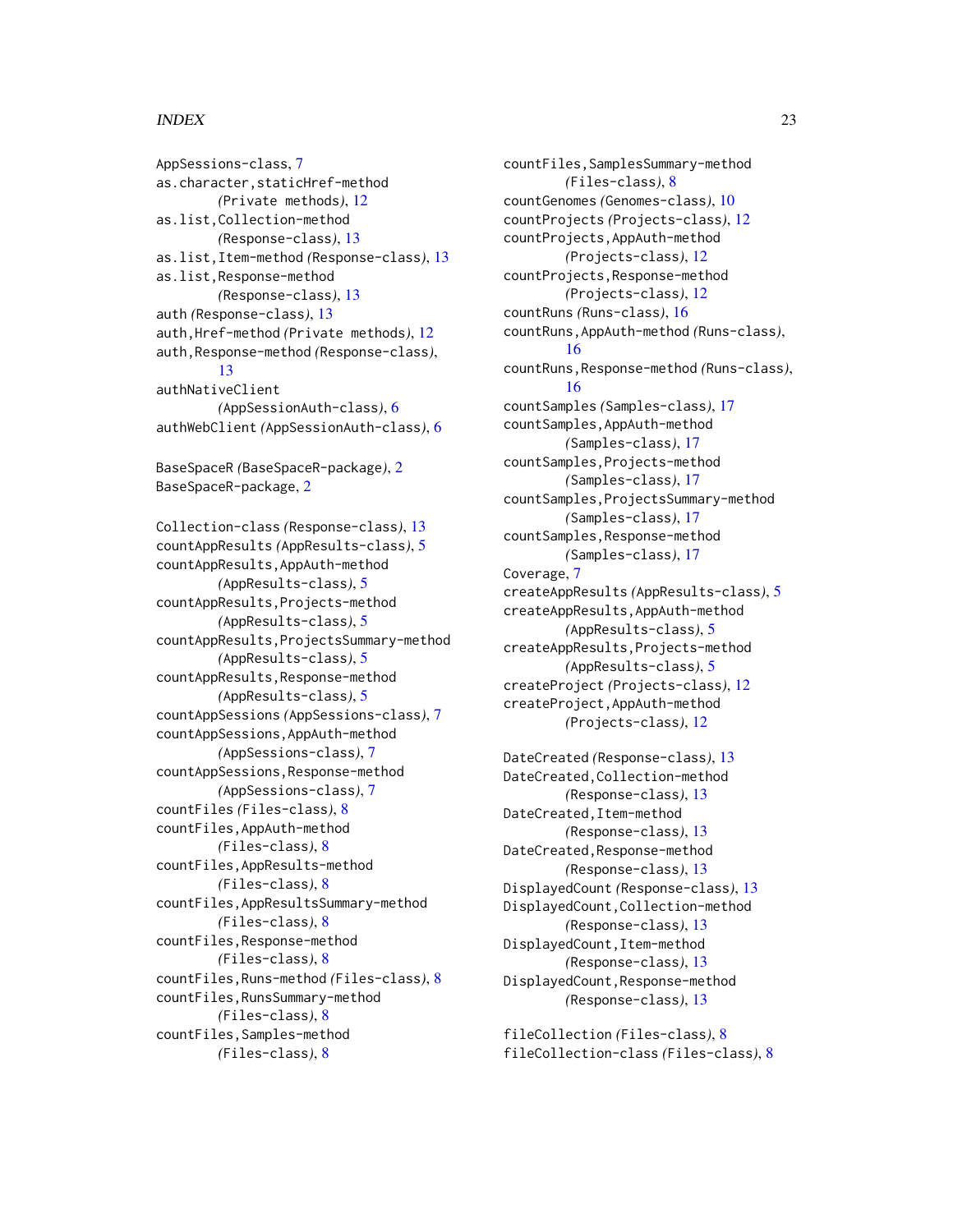AppSessions-class, 7
as.character,staticHref-method *(Private methods)*, 12
as.list,Collection-method *(Response-class)*, 13
as.list,Item-method *(Response-class)*, 13
as.list,Response-method *(Response-class)*, 13
auth *(Response-class)*, 13
auth,Href-method *(Private methods)*, 12
auth,Response-method *(Response-class)*, 13
authNativeClient *(AppSessionAuth-class)*, 6
authWebClient *(AppSessionAuth-class)*, 6

BaseSpaceR *(BaseSpaceR-package)*, 2
BaseSpaceR-package, 2

Collection-class *(Response-class)*, 13
countAppResults *(AppResults-class)*, 5
countAppResults,AppAuth-method *(AppResults-class)*, 5
countAppResults,Projects-method *(AppResults-class)*, 5
countAppResults,ProjectsSummary-method *(AppResults-class)*, 5
countAppResults,Response-method *(AppResults-class)*, 5
countAppSessions *(AppSessions-class)*, 7
countAppSessions,AppAuth-method *(AppSessions-class)*, 7
countAppSessions,Response-method *(AppSessions-class)*, 7
countFiles *(Files-class)*, 8
countFiles,AppAuth-method *(Files-class)*, 8
countFiles,AppResults-method *(Files-class)*, 8
countFiles,AppResultsSummary-method *(Files-class)*, 8
countFiles,Response-method *(Files-class)*, 8
countFiles,Runs-method *(Files-class)*, 8
countFiles,RunsSummary-method *(Files-class)*, 8
countFiles,Samples-method *(Files-class)*, 8
countFiles,SamplesSummary-method *(Files-class)*, 8
countGenomes *(Genomes-class)*, 10
countProjects *(Projects-class)*, 12
countProjects,AppAuth-method *(Projects-class)*, 12
countProjects,Response-method *(Projects-class)*, 12
countRuns *(Runs-class)*, 16
countRuns,AppAuth-method *(Runs-class)*, 16
countRuns,Response-method *(Runs-class)*, 16
countSamples *(Samples-class)*, 17
countSamples,AppAuth-method *(Samples-class)*, 17
countSamples,Projects-method *(Samples-class)*, 17
countSamples,ProjectsSummary-method *(Samples-class)*, 17
countSamples,Response-method *(Samples-class)*, 17
Coverage, 7
createAppResults *(AppResults-class)*, 5
createAppResults,AppAuth-method *(AppResults-class)*, 5
createAppResults,Projects-method *(AppResults-class)*, 5
createProject *(Projects-class)*, 12
createProject,AppAuth-method *(Projects-class)*, 12

DateCreated *(Response-class)*, 13
DateCreated,Collection-method *(Response-class)*, 13
DateCreated,Item-method *(Response-class)*, 13
DateCreated,Response-method *(Response-class)*, 13
DisplayedCount *(Response-class)*, 13
DisplayedCount,Collection-method *(Response-class)*, 13
DisplayedCount,Item-method *(Response-class)*, 13
DisplayedCount,Response-method *(Response-class)*, 13

fileCollection *(Files-class)*, 8
fileCollection-class *(Files-class)*, 8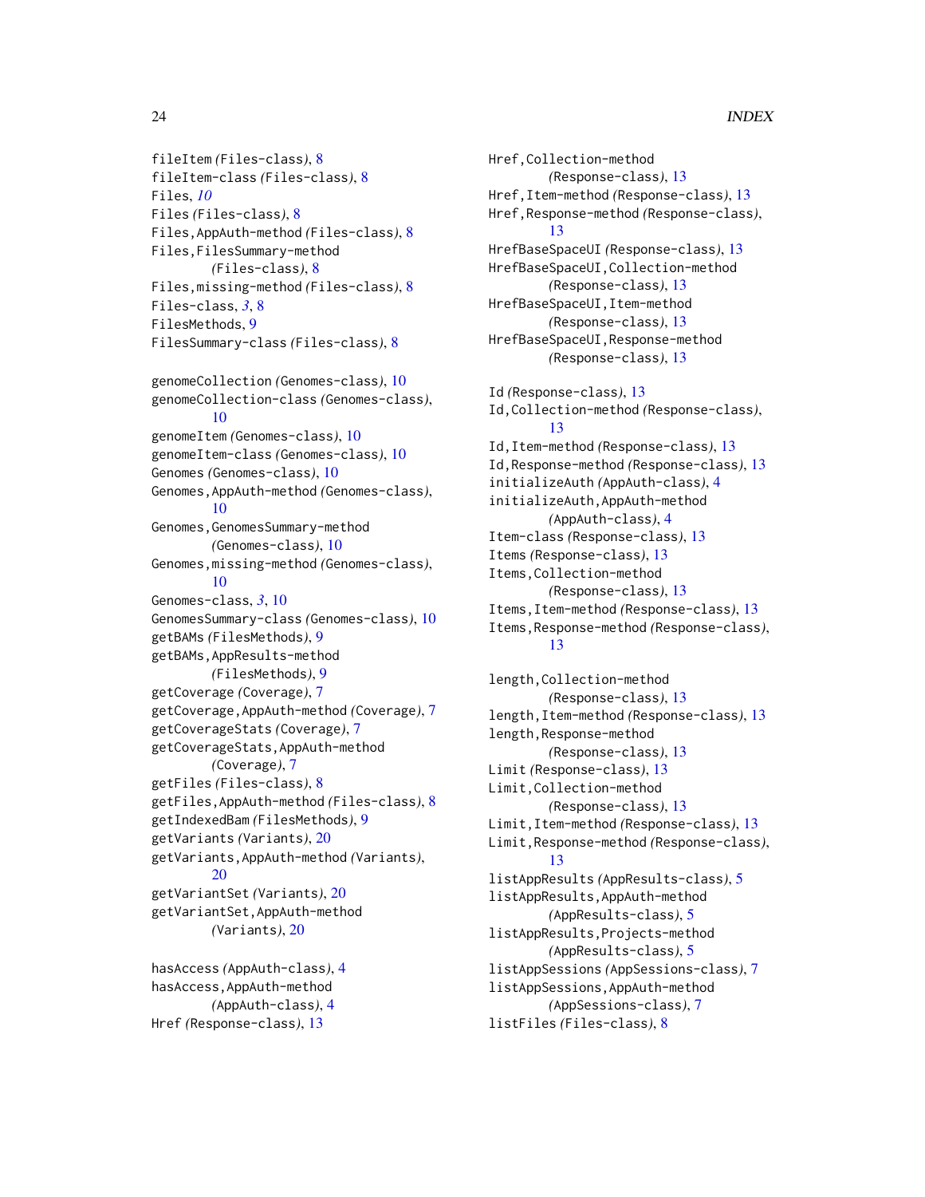fileItem *(Files-class)*, 8
fileItem-class *(Files-class)*, 8
Files, *10*
Files *(Files-class)*, 8
Files,AppAuth-method *(Files-class)*, 8
Files,FilesSummary-method *(Files-class)*, 8
Files,missing-method *(Files-class)*, 8
Files-class, *3*, 8
FilesMethods, 9
FilesSummary-class *(Files-class)*, 8

genomeCollection *(Genomes-class)*, 10
genomeCollection-class *(Genomes-class)*, 10
genomeItem *(Genomes-class)*, 10
genomeItem-class *(Genomes-class)*, 10
Genomes *(Genomes-class)*, 10
Genomes,AppAuth-method *(Genomes-class)*, 10
Genomes,GenomesSummary-method *(Genomes-class)*, 10
Genomes,missing-method *(Genomes-class)*, 10
Genomes-class, *3*, 10
GenomesSummary-class *(Genomes-class)*, 10
getBAMs *(FilesMethods)*, 9
getBAMs,AppResults-method *(FilesMethods)*, 9
getCoverage *(Coverage)*, 7
getCoverage,AppAuth-method *(Coverage)*, 7
getCoverageStats *(Coverage)*, 7
getCoverageStats,AppAuth-method *(Coverage)*, 7
getFiles *(Files-class)*, 8
getFiles,AppAuth-method *(Files-class)*, 8
getIndexedBam *(FilesMethods)*, 9
getVariants *(Variants)*, 20
getVariants,AppAuth-method *(Variants)*, 20
getVariantSet *(Variants)*, 20
getVariantSet,AppAuth-method *(Variants)*, 20

hasAccess *(AppAuth-class)*, 4
hasAccess,AppAuth-method *(AppAuth-class)*, 4
Href *(Response-class)*, 13
Href,Collection-method *(Response-class)*, 13
Href,Item-method *(Response-class)*, 13
Href,Response-method *(Response-class)*, 13
HrefBaseSpaceUI *(Response-class)*, 13
HrefBaseSpaceUI,Collection-method *(Response-class)*, 13
HrefBaseSpaceUI,Item-method *(Response-class)*, 13
HrefBaseSpaceUI,Response-method *(Response-class)*, 13

Id *(Response-class)*, 13
Id,Collection-method *(Response-class)*, 13
Id,Item-method *(Response-class)*, 13
Id,Response-method *(Response-class)*, 13
initializeAuth *(AppAuth-class)*, 4
initializeAuth,AppAuth-method *(AppAuth-class)*, 4
Item-class *(Response-class)*, 13
Items *(Response-class)*, 13
Items,Collection-method *(Response-class)*, 13
Items,Item-method *(Response-class)*, 13
Items,Response-method *(Response-class)*, 13

length,Collection-method *(Response-class)*, 13
length,Item-method *(Response-class)*, 13
length,Response-method *(Response-class)*, 13
Limit *(Response-class)*, 13
Limit,Collection-method *(Response-class)*, 13
Limit,Item-method *(Response-class)*, 13
Limit,Response-method *(Response-class)*, 13
listAppResults *(AppResults-class)*, 5
listAppResults,AppAuth-method *(AppResults-class)*, 5
listAppResults,Projects-method *(AppResults-class)*, 5
listAppSessions *(AppSessions-class)*, 7
listAppSessions,AppAuth-method *(AppSessions-class)*, 7
listFiles *(Files-class)*, 8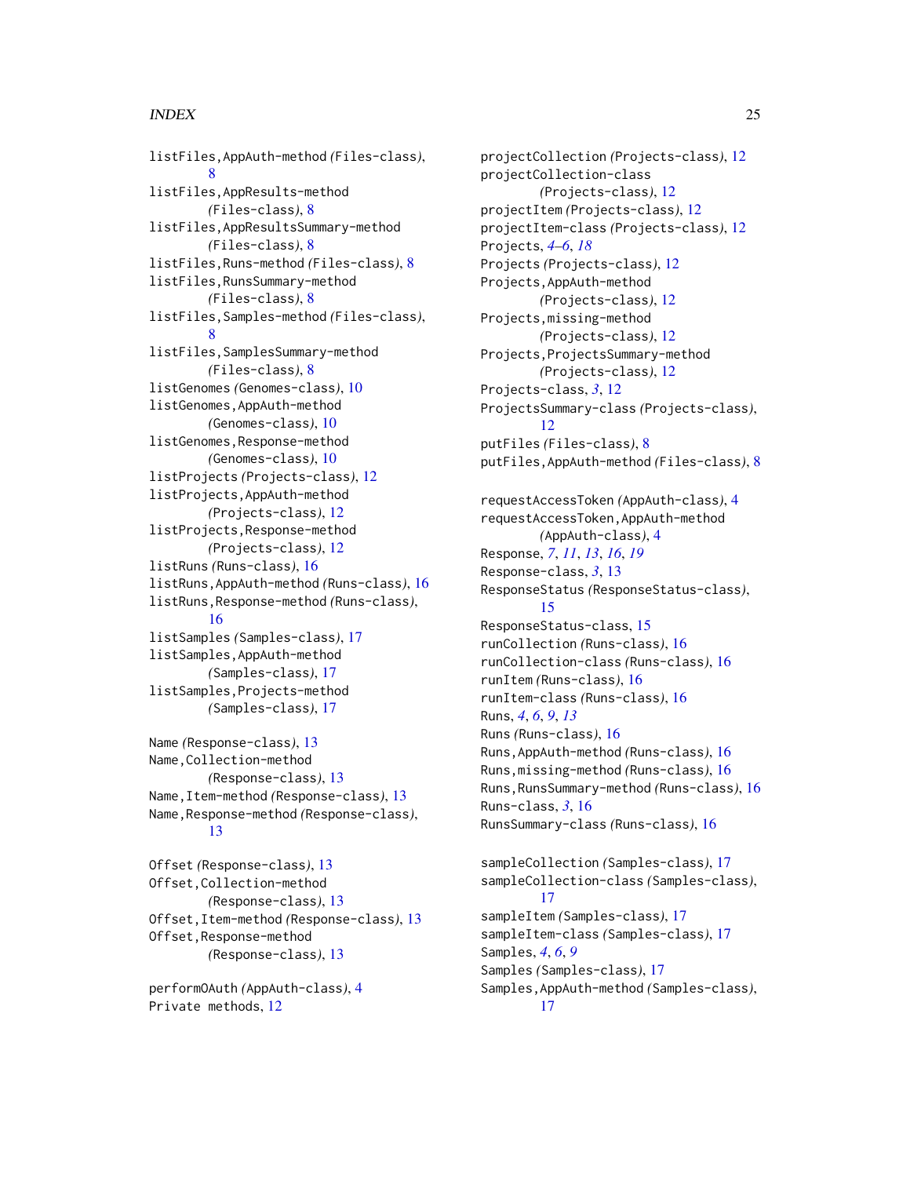listFiles,AppAuth-method *(Files-class)*, 8
listFiles,AppResults-method *(Files-class)*, 8
listFiles,AppResultsSummary-method *(Files-class)*, 8
listFiles,Runs-method *(Files-class)*, 8
listFiles,RunsSummary-method *(Files-class)*, 8
listFiles,Samples-method *(Files-class)*, 8
listFiles,SamplesSummary-method *(Files-class)*, 8
listGenomes *(Genomes-class)*, 10
listGenomes,AppAuth-method *(Genomes-class)*, 10
listGenomes,Response-method *(Genomes-class)*, 10
listProjects *(Projects-class)*, 12
listProjects,AppAuth-method *(Projects-class)*, 12
listProjects,Response-method *(Projects-class)*, 12
listRuns *(Runs-class)*, 16
listRuns,AppAuth-method *(Runs-class)*, 16
listRuns,Response-method *(Runs-class)*, 16
listSamples *(Samples-class)*, 17
listSamples,AppAuth-method *(Samples-class)*, 17
listSamples,Projects-method *(Samples-class)*, 17

Name *(Response-class)*, 13
Name,Collection-method *(Response-class)*, 13
Name,Item-method *(Response-class)*, 13
Name,Response-method *(Response-class)*, 13

Offset *(Response-class)*, 13
Offset,Collection-method *(Response-class)*, 13
Offset,Item-method *(Response-class)*, 13
Offset,Response-method *(Response-class)*, 13

performOAuth *(AppAuth-class)*, 4
Private methods, 12
projectCollection *(Projects-class)*, 12
projectCollection-class *(Projects-class)*, 12
projectItem *(Projects-class)*, 12
projectItem-class *(Projects-class)*, 12
Projects, *4–6*, *18*
Projects *(Projects-class)*, 12
Projects,AppAuth-method *(Projects-class)*, 12
Projects,missing-method *(Projects-class)*, 12
Projects,ProjectsSummary-method *(Projects-class)*, 12
Projects-class, *3*, 12
ProjectsSummary-class *(Projects-class)*, 12
putFiles *(Files-class)*, 8
putFiles,AppAuth-method *(Files-class)*, 8

requestAccessToken *(AppAuth-class)*, 4
requestAccessToken,AppAuth-method *(AppAuth-class)*, 4
Response, *7*, *11*, *13*, *16*, *19*
Response-class, *3*, 13
ResponseStatus *(ResponseStatus-class)*, 15
ResponseStatus-class, 15
runCollection *(Runs-class)*, 16
runCollection-class *(Runs-class)*, 16
runItem *(Runs-class)*, 16
runItem-class *(Runs-class)*, 16
Runs, *4*, *6*, *9*, *13*
Runs *(Runs-class)*, 16
Runs,AppAuth-method *(Runs-class)*, 16
Runs,missing-method *(Runs-class)*, 16
Runs,RunsSummary-method *(Runs-class)*, 16
Runs-class, *3*, 16
RunsSummary-class *(Runs-class)*, 16

sampleCollection *(Samples-class)*, 17
sampleCollection-class *(Samples-class)*, 17
sampleItem *(Samples-class)*, 17
sampleItem-class *(Samples-class)*, 17
Samples, *4*, *6*, *9*
Samples *(Samples-class)*, 17
Samples,AppAuth-method *(Samples-class)*, 17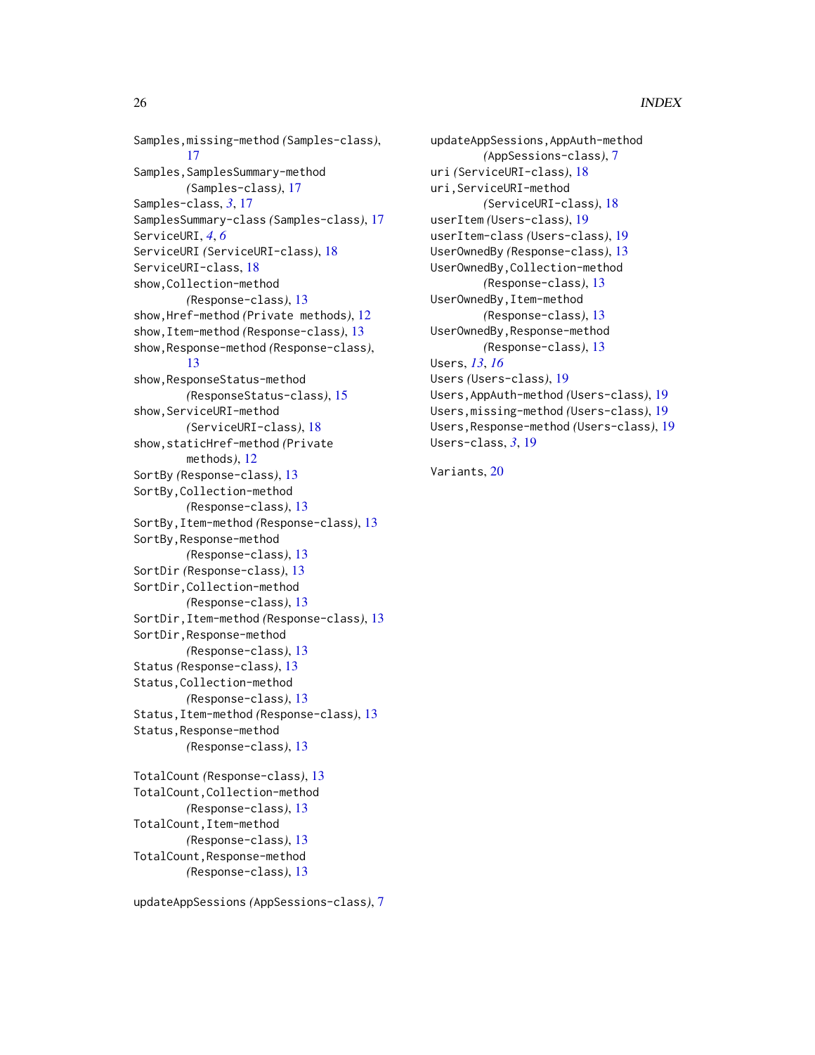Samples,missing-method *(Samples-class)*, 17
Samples,SamplesSummary-method *(Samples-class)*, 17
Samples-class, *3*, 17
SamplesSummary-class *(Samples-class)*, 17
ServiceURI, *4*, *6*
ServiceURI *(ServiceURI-class)*, 18
ServiceURI-class, 18
show,Collection-method *(Response-class)*, 13
show,Href-method *(Private methods)*, 12
show,Item-method *(Response-class)*, 13
show,Response-method *(Response-class)*, 13
show,ResponseStatus-method *(ResponseStatus-class)*, 15
show,ServiceURI-method *(ServiceURI-class)*, 18
show,staticHref-method *(Private methods)*, 12
SortBy *(Response-class)*, 13
SortBy,Collection-method *(Response-class)*, 13
SortBy,Item-method *(Response-class)*, 13
SortBy,Response-method *(Response-class)*, 13
SortDir *(Response-class)*, 13
SortDir,Collection-method *(Response-class)*, 13
SortDir,Item-method *(Response-class)*, 13
SortDir,Response-method *(Response-class)*, 13
Status *(Response-class)*, 13
Status,Collection-method *(Response-class)*, 13
Status,Item-method *(Response-class)*, 13
Status,Response-method *(Response-class)*, 13

TotalCount *(Response-class)*, 13
TotalCount,Collection-method *(Response-class)*, 13
TotalCount,Item-method *(Response-class)*, 13
TotalCount,Response-method *(Response-class)*, 13

updateAppSessions *(AppSessions-class)*, 7
updateAppSessions,AppAuth-method *(AppSessions-class)*, 7
uri *(ServiceURI-class)*, 18
uri,ServiceURI-method *(ServiceURI-class)*, 18
userItem *(Users-class)*, 19
userItem-class *(Users-class)*, 19
UserOwnedBy *(Response-class)*, 13
UserOwnedBy,Collection-method *(Response-class)*, 13
UserOwnedBy,Item-method *(Response-class)*, 13
UserOwnedBy,Response-method *(Response-class)*, 13
Users, *13*, *16*
Users *(Users-class)*, 19
Users,AppAuth-method *(Users-class)*, 19
Users,missing-method *(Users-class)*, 19
Users,Response-method *(Users-class)*, 19
Users-class, *3*, 19

Variants, 20